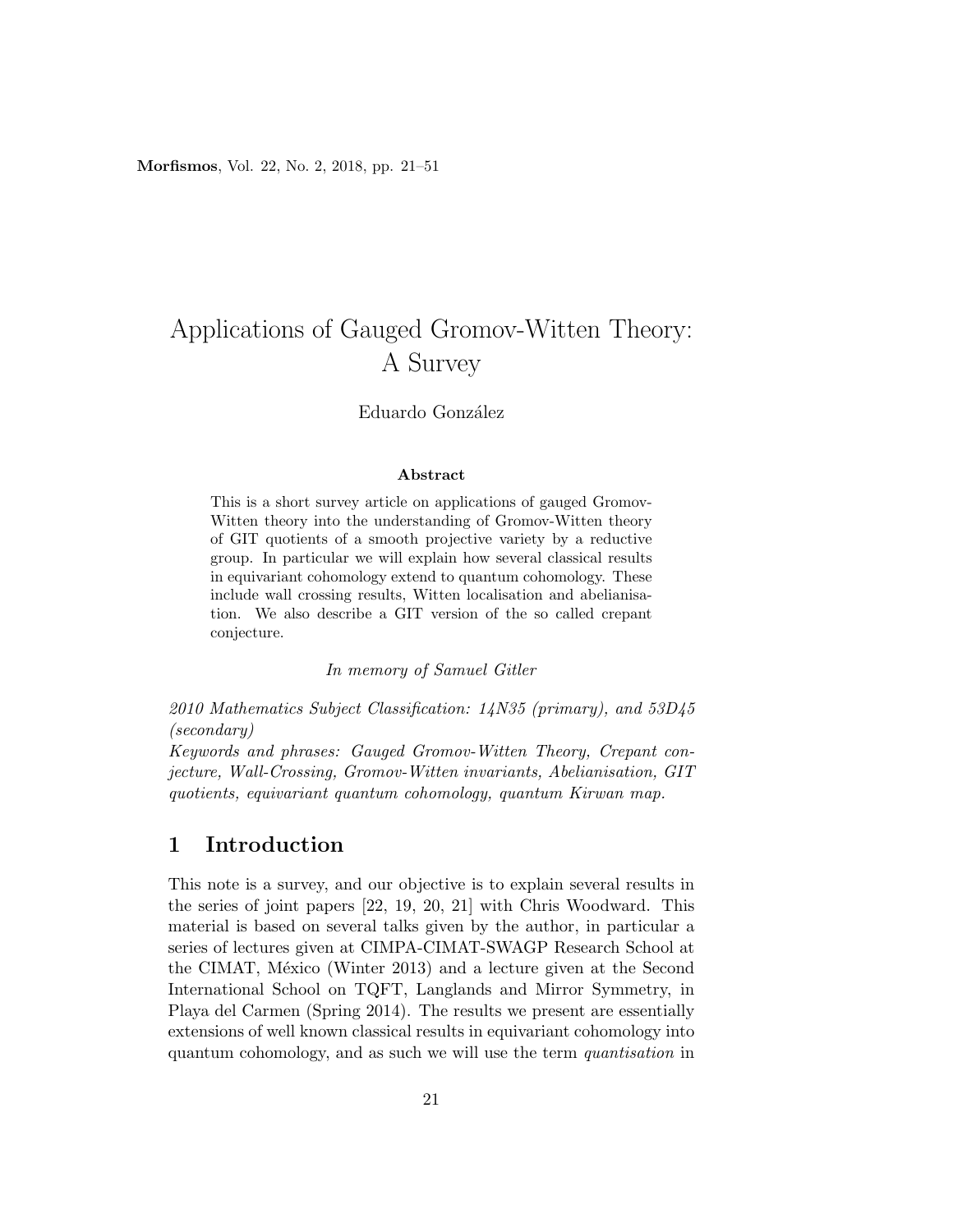# Applications of Gauged Gromov-Witten Theory: A Survey

Eduardo González

**Abstract**

This is a short survey article on applications of gauged Gromov-Witten theory into the understanding of Gromov-Witten theory of GIT quotients of a smooth projective variety by a reductive group. In particular we will explain how several classical results in equivariant cohomology extend to quantum cohomology. These include wall crossing results, Witten localisation and abelianisation. We also describe a GIT version of the so called crepant conjecture.

*In memory of Samuel Gitler*

*2010 Mathematics Subject Classification: 14N35 (primary), and 53D45 (secondary)*

*Keywords and phrases: Gauged Gromov-Witten Theory, Crepant conjecture, Wall-Crossing, Gromov-Witten invariants, Abelianisation, GIT quotients, equivariant quantum cohomology, quantum Kirwan map.*

## 1 Introduction

This note is a survey, and our objective is to explain several results in the series of joint papers [22, 19, 20, 21] with Chris Woodward. This material is based on several talks given by the author, in particular a series of lectures given at CIMPA-CIMAT-SWAGP Research School at the CIMAT, México (Winter 2013) and a lecture given at the Second International School on TQFT, Langlands and Mirror Symmetry, in Playa del Carmen (Spring 2014). The results we present are essentially extensions of well known classical results in equivariant cohomology into quantum cohomology, and as such we will use the term *quantisation* in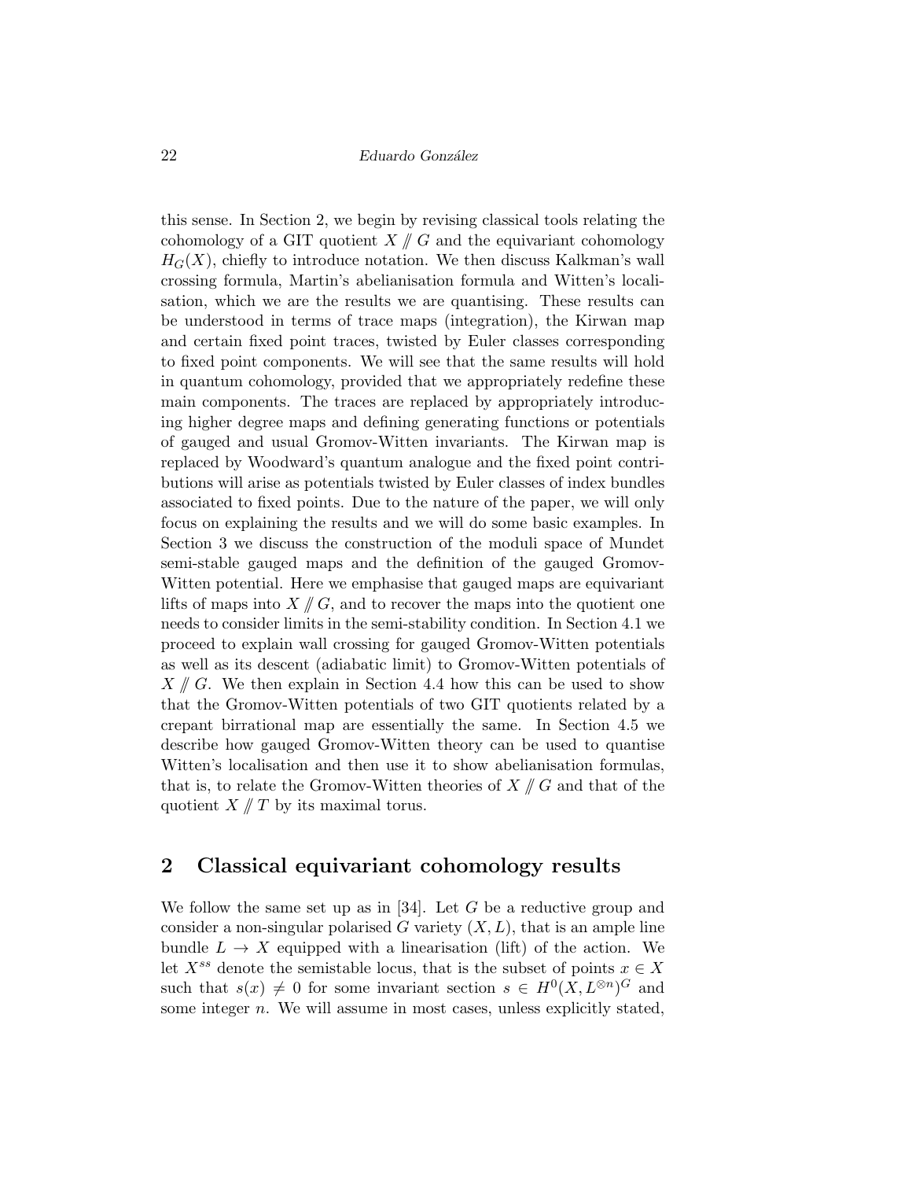this sense. In Section 2, we begin by revising classical tools relating the cohomology of a GIT quotient $X /\!\!/ G$ and the equivariant cohomology $H_G(X)$, chiefly to introduce notation. We then discuss Kalkman's wall crossing formula, Martin's abelianisation formula and Witten's localisation, which we are the results we are quantising. These results can be understood in terms of trace maps (integration), the Kirwan map and certain fixed point traces, twisted by Euler classes corresponding to fixed point components. We will see that the same results will hold in quantum cohomology, provided that we appropriately redefine these main components. The traces are replaced by appropriately introducing higher degree maps and defining generating functions or potentials of gauged and usual Gromov-Witten invariants. The Kirwan map is replaced by Woodward's quantum analogue and the fixed point contributions will arise as potentials twisted by Euler classes of index bundles associated to fixed points. Due to the nature of the paper, we will only focus on explaining the results and we will do some basic examples. In Section 3 we discuss the construction of the moduli space of Mundet semi-stable gauged maps and the definition of the gauged Gromov-Witten potential. Here we emphasise that gauged maps are equivariant lifts of maps into $X /\!\!/ G$, and to recover the maps into the quotient one needs to consider limits in the semi-stability condition. In Section 4.1 we proceed to explain wall crossing for gauged Gromov-Witten potentials as well as its descent (adiabatic limit) to Gromov-Witten potentials of $X /\!\!/ G$. We then explain in Section 4.4 how this can be used to show that the Gromov-Witten potentials of two GIT quotients related by a crepant birrational map are essentially the same. In Section 4.5 we describe how gauged Gromov-Witten theory can be used to quantise Witten's localisation and then use it to show abelianisation formulas, that is, to relate the Gromov-Witten theories of $X /\!\!/ G$ and that of the quotient $X /\!\!/ T$ by its maximal torus.

## 2 Classical equivariant cohomology results

We follow the same set up as in [34]. Let $G$ be a reductive group and consider a non-singular polarised $G$ variety $(X, L)$, that is an ample line bundle $L \to X$ equipped with a linearisation (lift) of the action. We let $X^{ss}$ denote the semistable locus, that is the subset of points $x \in X$ such that $s(x) \neq 0$ for some invariant section $s \in H^0(X, L^{\otimes n})^G$ and some integer $n$. We will assume in most cases, unless explicitly stated,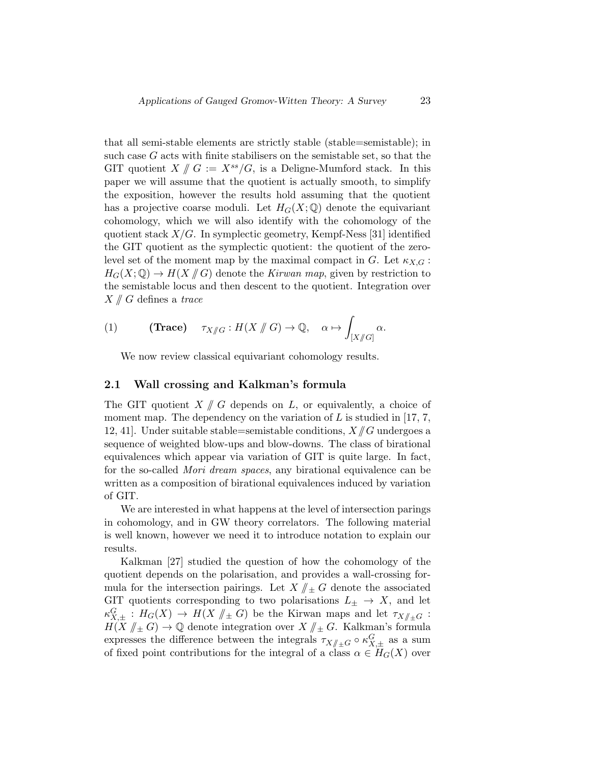that all semi-stable elements are strictly stable (stable=semistable); in such case $G$ acts with finite stabilisers on the semistable set, so that the GIT quotient $X /\!\!/ G := X^{ss}/G$, is a Deligne-Mumford stack. In this paper we will assume that the quotient is actually smooth, to simplify the exposition, however the results hold assuming that the quotient has a projective coarse moduli. Let $H_G(X;\mathbb{Q})$ denote the equivariant cohomology, which we will also identify with the cohomology of the quotient stack $X/G$. In symplectic geometry, Kempf-Ness [31] identified the GIT quotient as the symplectic quotient: the quotient of the zero-level set of the moment map by the maximal compact in $G$. Let $\kappa_{X,G} : H_G(X;\mathbb{Q}) \to H(X /\!\!/ G)$ denote the *Kirwan map*, given by restriction to the semistable locus and then descent to the quotient. Integration over $X /\!\!/ G$ defines a *trace*

$$
\text{(1)} \qquad \textbf{(Trace)} \quad \tau_{X/\!\!/G} : H(X /\!\!/ G) \to \mathbb{Q}, \quad \alpha \mapsto \int_{[X/\!\!/G]} \alpha.
$$

We now review classical equivariant cohomology results.

## 2.1 Wall crossing and Kalkman's formula

The GIT quotient $X /\!\!/ G$ depends on $L$, or equivalently, a choice of moment map. The dependency on the variation of $L$ is studied in [17, 7, 12, 41]. Under suitable stable=semistable conditions, $X /\!\!/ G$ undergoes a sequence of weighted blow-ups and blow-downs. The class of birational equivalences which appear via variation of GIT is quite large. In fact, for the so-called *Mori dream spaces*, any birational equivalence can be written as a composition of birational equivalences induced by variation of GIT.

We are interested in what happens at the level of intersection parings in cohomology, and in GW theory correlators. The following material is well known, however we need it to introduce notation to explain our results.

Kalkman [27] studied the question of how the cohomology of the quotient depends on the polarisation, and provides a wall-crossing formula for the intersection pairings. Let $X /\!\!/_{\pm} G$ denote the associated GIT quotients corresponding to two polarisations $L_{\pm} \to X$, and let $\kappa^G_{X,\pm} : H_G(X) \to H(X /\!\!/_{\pm} G)$ be the Kirwan maps and let $\tau_{X/\!\!/_{\pm}G} : H(X /\!\!/_{\pm} G) \to \mathbb{Q}$ denote integration over $X /\!\!/_{\pm} G$. Kalkman's formula expresses the difference between the integrals $\tau_{X/\!\!/_{\pm}G} \circ \kappa^G_{X,\pm}$ as a sum of fixed point contributions for the integral of a class $\alpha \in H_G(X)$ over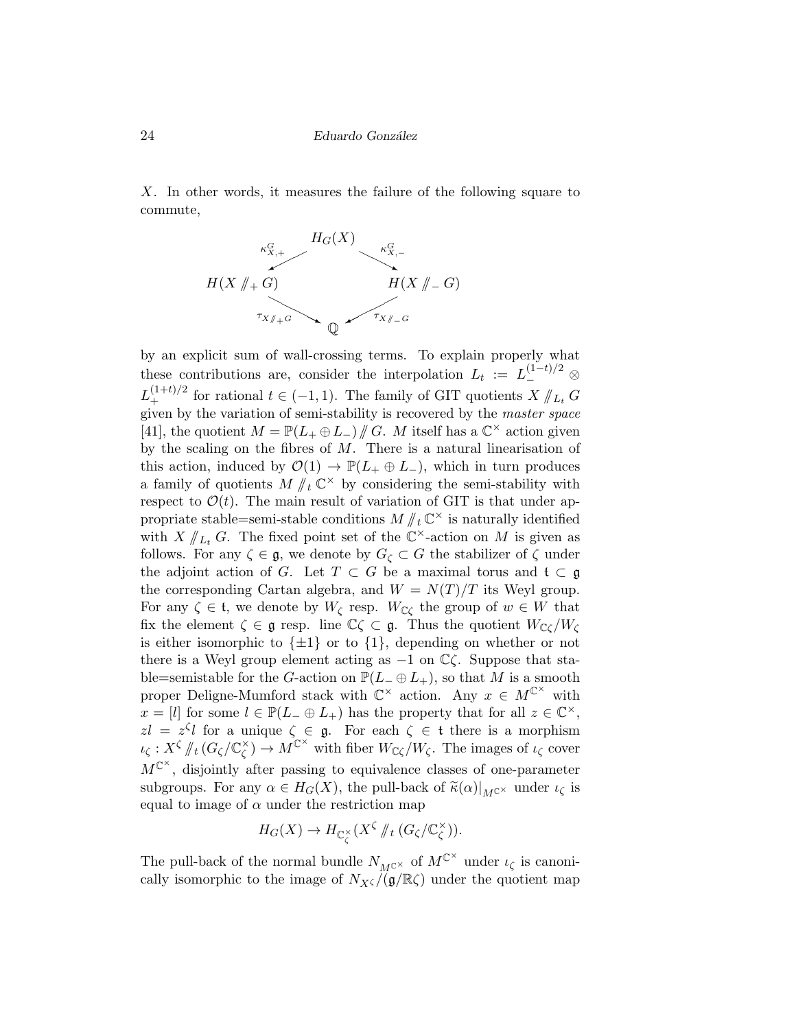$X$. In other words, it measures the failure of the following square to commute,

$$
\begin{array}{ccccc}
 & & H_G(X) & & \\
 & \overset{\kappa^G_{X,+}}{\swarrow} & & \overset{\kappa^G_{X,-}}{\searrow} & \\
H(X /\!\!/_+ G) & & & & H(X /\!\!/_- G) \\
 & \underset{\tau_{X /\!\!/_+ G}}{\searrow} & & \underset{\tau_{X /\!\!/_- G}}{\swarrow} & \\
 & & \mathbb{Q} & &
\end{array}
$$

by an explicit sum of wall-crossing terms. To explain properly what these contributions are, consider the interpolation $L_t := L_-^{(1-t)/2} \otimes L_+^{(1+t)/2}$ for rational $t \in (-1, 1)$. The family of GIT quotients $X /\!\!/_{L_t} G$ given by the variation of semi-stability is recovered by the *master space* [41], the quotient $M = \mathbb{P}(L_+ \oplus L_-) /\!\!/ G$. $M$ itself has a $\mathbb{C}^\times$ action given by the scaling on the fibres of $M$. There is a natural linearisation of this action, induced by $\mathcal{O}(1) \to \mathbb{P}(L_+ \oplus L_-)$, which in turn produces a family of quotients $M /\!\!/_t \mathbb{C}^\times$ by considering the semi-stability with respect to $\mathcal{O}(t)$. The main result of variation of GIT is that under appropriate stable=semi-stable conditions $M /\!\!/_t \mathbb{C}^\times$ is naturally identified with $X /\!\!/_{L_t} G$. The fixed point set of the $\mathbb{C}^\times$-action on $M$ is given as follows. For any $\zeta \in \mathfrak{g}$, we denote by $G_\zeta \subset G$ the stabilizer of $\zeta$ under the adjoint action of $G$. Let $T \subset G$ be a maximal torus and $\mathfrak{t} \subset \mathfrak{g}$ the corresponding Cartan algebra, and $W = N(T)/T$ its Weyl group. For any $\zeta \in \mathfrak{t}$, we denote by $W_\zeta$ resp. $W_{\mathbb{C}\zeta}$ the group of $w \in W$ that fix the element $\zeta \in \mathfrak{g}$ resp. line $\mathbb{C}\zeta \subset \mathfrak{g}$. Thus the quotient $W_{\mathbb{C}\zeta}/W_\zeta$ is either isomorphic to $\{\pm 1\}$ or to $\{1\}$, depending on whether or not there is a Weyl group element acting as $-1$ on $\mathbb{C}\zeta$. Suppose that stable=semistable for the $G$-action on $\mathbb{P}(L_- \oplus L_+)$, so that $M$ is a smooth proper Deligne-Mumford stack with $\mathbb{C}^\times$ action. Any $x \in M^{\mathbb{C}^\times}$ with $x = [l]$ for some $l \in \mathbb{P}(L_- \oplus L_+)$ has the property that for all $z \in \mathbb{C}^\times$, $zl = z^\zeta l$ for a unique $\zeta \in \mathfrak{g}$. For each $\zeta \in \mathfrak{t}$ there is a morphism $\iota_\zeta : X^\zeta /\!\!/_t (G_\zeta/\mathbb{C}^\times_\zeta) \to M^{\mathbb{C}^\times}$ with fiber $W_{\mathbb{C}\zeta}/W_\zeta$. The images of $\iota_\zeta$ cover $M^{\mathbb{C}^\times}$, disjointly after passing to equivalence classes of one-parameter subgroups. For any $\alpha \in H_G(X)$, the pull-back of $\widetilde{\kappa}(\alpha)|_{M^{\mathbb{C}^\times}}$ under $\iota_\zeta$ is equal to image of $\alpha$ under the restriction map

$$H_G(X) \to H_{\mathbb{C}^\times_\zeta}(X^\zeta /\!\!/_t (G_\zeta/\mathbb{C}^\times_\zeta)).$$

The pull-back of the normal bundle $N_{M^{\mathbb{C}^\times}}$ of $M^{\mathbb{C}^\times}$ under $\iota_\zeta$ is canonically isomorphic to the image of $N_{X^\zeta}/(\mathfrak{g}/\mathbb{R}\zeta)$ under the quotient map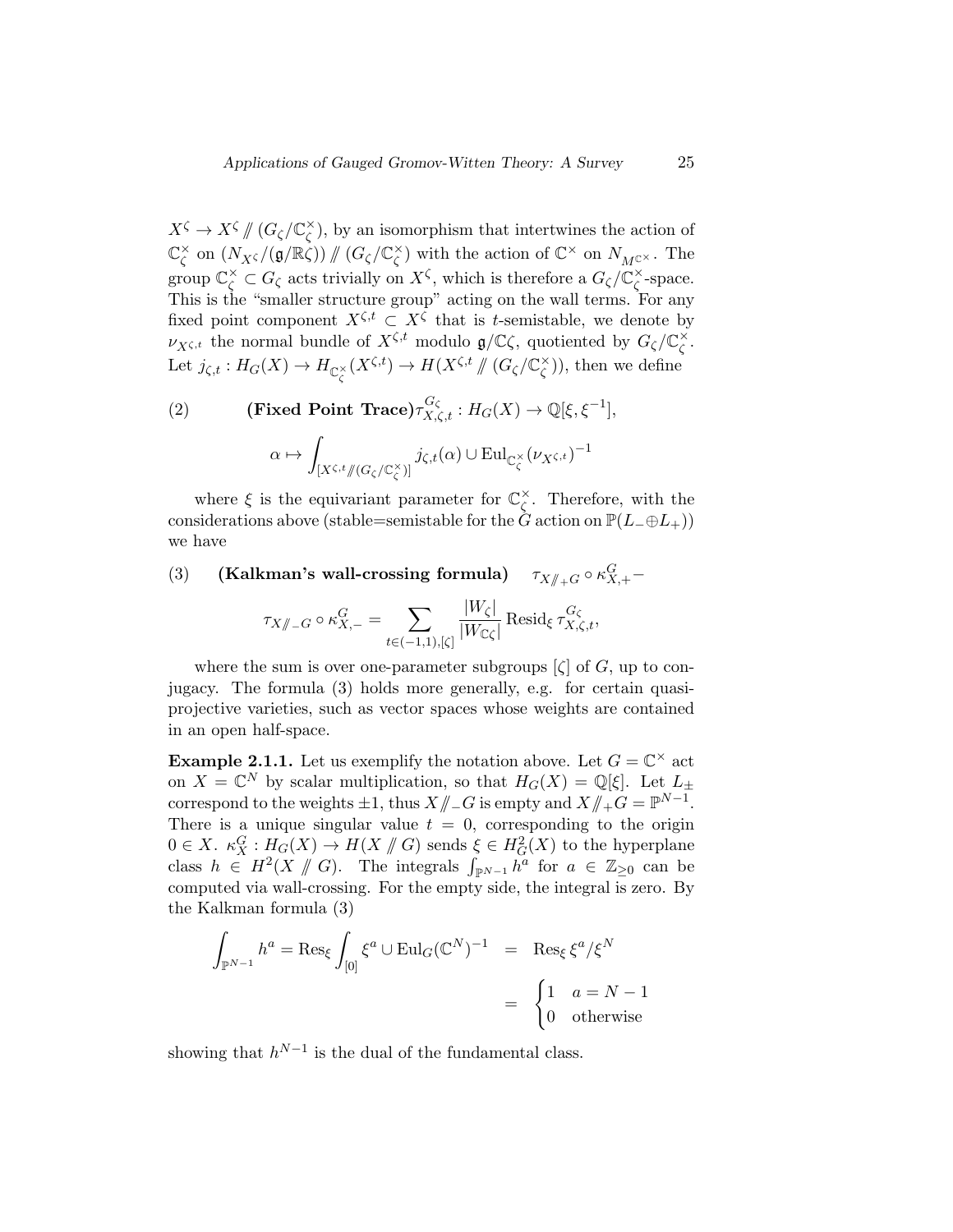$X^\zeta \to X^\zeta /\!\!/ (G_\zeta/\mathbb{C}^\times_\zeta)$, by an isomorphism that intertwines the action of $\mathbb{C}^\times_\zeta$ on $(N_{X^\zeta}/(\mathfrak{g}/\mathbb{R}\zeta)) /\!\!/ (G_\zeta/\mathbb{C}^\times_\zeta)$ with the action of $\mathbb{C}^\times$ on $N_{M^{\mathbb{C}^\times}}$. The group $\mathbb{C}^\times_\zeta \subset G_\zeta$ acts trivially on $X^\zeta$, which is therefore a $G_\zeta/\mathbb{C}^\times_\zeta$-space. This is the "smaller structure group" acting on the wall terms. For any fixed point component $X^{\zeta,t} \subset X^\zeta$ that is $t$-semistable, we denote by $\nu_{X^{\zeta,t}}$ the normal bundle of $X^{\zeta,t}$ modulo $\mathfrak{g}/\mathbb{C}\zeta$, quotiented by $G_\zeta/\mathbb{C}^\times_\zeta$. Let $j_{\zeta,t} : H_G(X) \to H_{\mathbb{C}^\times_\zeta}(X^{\zeta,t}) \to H(X^{\zeta,t} /\!\!/ (G_\zeta/\mathbb{C}^\times_\zeta))$, then we define

(2) **(Fixed Point Trace)** $\tau^{G_\zeta}_{X,\zeta,t} : H_G(X) \to \mathbb{Q}[\xi, \xi^{-1}]$,

$$\alpha \mapsto \int_{[X^{\zeta,t} /\!\!/ (G_\zeta/\mathbb{C}^\times_\zeta)]} j_{\zeta,t}(\alpha) \cup \mathrm{Eul}_{\mathbb{C}^\times_\zeta}(\nu_{X^{\zeta,t}})^{-1}$$

where $\xi$ is the equivariant parameter for $\mathbb{C}^\times_\zeta$. Therefore, with the considerations above (stable=semistable for the $G$ action on $\mathbb{P}(L_- \oplus L_+)$) we have

(3) **(Kalkman's wall-crossing formula)** $\tau_{X/\!\!/_+ G} \circ \kappa^G_{X,+} -$

$$\tau_{X/\!\!/_- G} \circ \kappa^G_{X,-} = \sum_{t \in (-1,1), [\zeta]} \frac{|W_\zeta|}{|W_{\mathbb{C}\zeta}|} \operatorname{Resid}_\xi \tau^{G_\zeta}_{X,\zeta,t},$$

where the sum is over one-parameter subgroups $[\zeta]$ of $G$, up to conjugacy. The formula (3) holds more generally, e.g. for certain quasi-projective varieties, such as vector spaces whose weights are contained in an open half-space.

**Example 2.1.1.** Let us exemplify the notation above. Let $G = \mathbb{C}^\times$ act on $X = \mathbb{C}^N$ by scalar multiplication, so that $H_G(X) = \mathbb{Q}[\xi]$. Let $L_\pm$ correspond to the weights $\pm 1$, thus $X /\!\!/_- G$ is empty and $X /\!\!/_+ G = \mathbb{P}^{N-1}$. There is a unique singular value $t = 0$, corresponding to the origin $0 \in X$. $\kappa^G_X : H_G(X) \to H(X /\!\!/ G)$ sends $\xi \in H^2_G(X)$ to the hyperplane class $h \in H^2(X /\!\!/ G)$. The integrals $\int_{\mathbb{P}^{N-1}} h^a$ for $a \in \mathbb{Z}_{\geq 0}$ can be computed via wall-crossing. For the empty side, the integral is zero. By the Kalkman formula (3)

$$\int_{\mathbb{P}^{N-1}} h^a = \operatorname{Res}_\xi \int_{[0]} \xi^a \cup \mathrm{Eul}_G(\mathbb{C}^N)^{-1} = \operatorname{Res}_\xi \xi^a/\xi^N = \begin{cases} 1 & a = N-1 \\ 0 & \text{otherwise} \end{cases}$$

showing that $h^{N-1}$ is the dual of the fundamental class.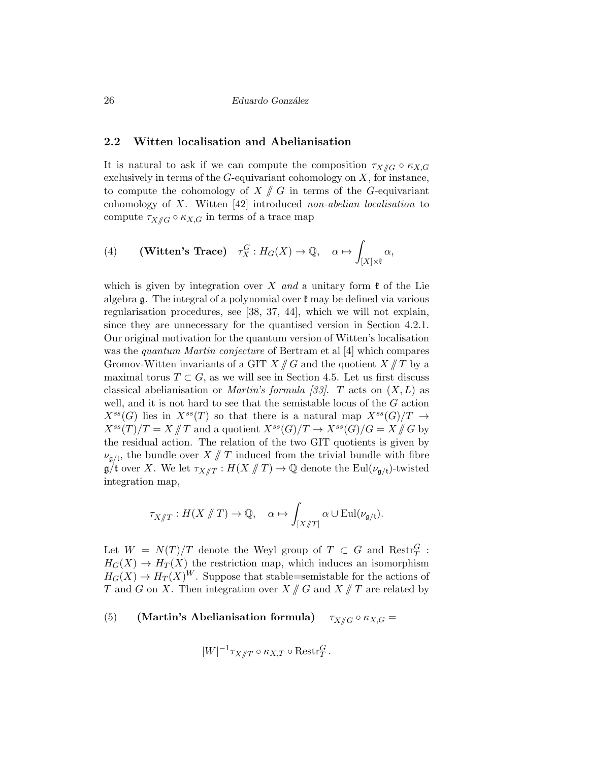## 2.2 Witten localisation and Abelianisation

It is natural to ask if we can compute the composition $\tau_{X/\!\!/G} \circ \kappa_{X,G}$ exclusively in terms of the $G$-equivariant cohomology on $X$, for instance, to compute the cohomology of $X /\!\!/ G$ in terms of the $G$-equivariant cohomology of $X$. Witten [42] introduced *non-abelian localisation* to compute $\tau_{X/\!\!/G} \circ \kappa_{X,G}$ in terms of a trace map

$$(4) \qquad \textbf{(Witten's Trace)} \quad \tau_X^G : H_G(X) \to \mathbb{Q}, \quad \alpha \mapsto \int_{[X]\times\mathfrak{k}} \alpha,$$

which is given by integration over $X$ *and* a unitary form $\mathfrak{k}$ of the Lie algebra $\mathfrak{g}$. The integral of a polynomial over $\mathfrak{k}$ may be defined via various regularisation procedures, see [38, 37, 44], which we will not explain, since they are unnecessary for the quantised version in Section 4.2.1. Our original motivation for the quantum version of Witten's localisation was the *quantum Martin conjecture* of Bertram et al [4] which compares Gromov-Witten invariants of a GIT $X /\!\!/ G$ and the quotient $X /\!\!/ T$ by a maximal torus $T \subset G$, as we will see in Section 4.5. Let us first discuss classical abelianisation or *Martin's formula [33]*. $T$ acts on $(X, L)$ as well, and it is not hard to see that the semistable locus of the $G$ action $X^{ss}(G)$ lies in $X^{ss}(T)$ so that there is a natural map $X^{ss}(G)/T \to X^{ss}(T)/T = X /\!\!/ T$ and a quotient $X^{ss}(G)/T \to X^{ss}(G)/G = X /\!\!/ G$ by the residual action. The relation of the two GIT quotients is given by $\nu_{\mathfrak{g}/\mathfrak{t}}$, the bundle over $X /\!\!/ T$ induced from the trivial bundle with fibre $\mathfrak{g}/\mathfrak{t}$ over $X$. We let $\tau_{X/\!\!/T} : H(X /\!\!/ T) \to \mathbb{Q}$ denote the $\mathrm{Eul}(\nu_{\mathfrak{g}/\mathfrak{t}})$-twisted integration map,

$$\tau_{X/\!\!/T} : H(X /\!\!/ T) \to \mathbb{Q}, \quad \alpha \mapsto \int_{[X/\!\!/T]} \alpha \cup \mathrm{Eul}(\nu_{\mathfrak{g}/\mathfrak{t}}).$$

Let $W = N(T)/T$ denote the Weyl group of $T \subset G$ and $\mathrm{Restr}_T^G : H_G(X) \to H_T(X)$ the restriction map, which induces an isomorphism $H_G(X) \to H_T(X)^W$. Suppose that stable=semistable for the actions of $T$ and $G$ on $X$. Then integration over $X /\!\!/ G$ and $X /\!\!/ T$ are related by

$$(5) \qquad \textbf{(Martin's Abelianisation formula)} \quad \tau_{X/\!\!/G} \circ \kappa_{X,G} = |W|^{-1} \tau_{X/\!\!/T} \circ \kappa_{X,T} \circ \mathrm{Restr}_T^G .$$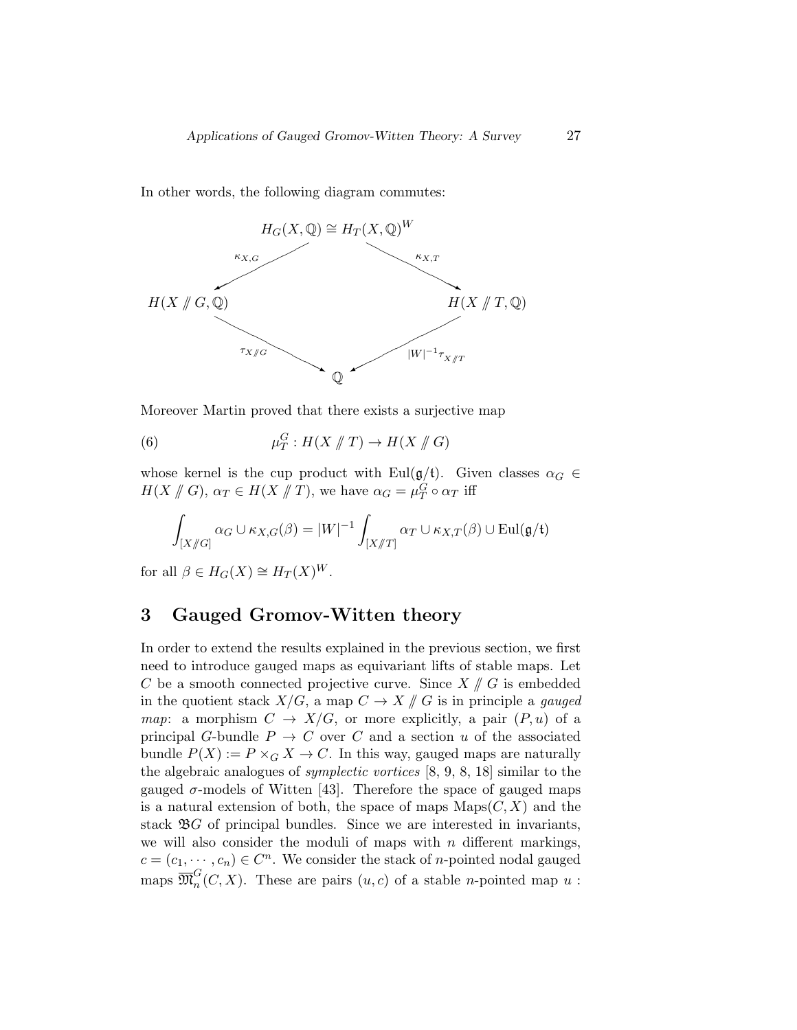In other words, the following diagram commutes:

$$
\begin{array}{ccccc}
 & & H_G(X,\mathbb{Q}) \cong H_T(X,\mathbb{Q})^W & & \\
 & \swarrow^{\kappa_{X,G}} & & \searrow^{\kappa_{X,T}} & \\
H(X /\!\!/ G,\mathbb{Q}) & & & & H(X /\!\!/ T,\mathbb{Q}) \\
 & \searrow_{\tau_{X/\!\!/G}} & & \swarrow_{|W|^{-1}\tau_{X/\!\!/T}} & \\
 & & \mathbb{Q} & &
\end{array}
$$

Moreover Martin proved that there exists a surjective map

$$
\mu_T^G : H(X /\!\!/ T) \to H(X /\!\!/ G) \tag{6}
$$

whose kernel is the cup product with $\mathrm{Eul}(\mathfrak{g}/\mathfrak{t})$. Given classes $\alpha_G \in H(X /\!\!/ G)$, $\alpha_T \in H(X /\!\!/ T)$, we have $\alpha_G = \mu_T^G \circ \alpha_T$ iff

$$
\int_{[X/\!\!/G]} \alpha_G \cup \kappa_{X,G}(\beta) = |W|^{-1} \int_{[X/\!\!/T]} \alpha_T \cup \kappa_{X,T}(\beta) \cup \mathrm{Eul}(\mathfrak{g}/\mathfrak{t})
$$

for all $\beta \in H_G(X) \cong H_T(X)^W$.

## 3 Gauged Gromov-Witten theory

In order to extend the results explained in the previous section, we first need to introduce gauged maps as equivariant lifts of stable maps. Let $C$ be a smooth connected projective curve. Since $X /\!\!/ G$ is embedded in the quotient stack $X/G$, a map $C \to X /\!\!/ G$ is in principle a *gauged map*: a morphism $C \to X/G$, or more explicitly, a pair $(P, u)$ of a principal $G$-bundle $P \to C$ over $C$ and a section $u$ of the associated bundle $P(X) := P \times_G X \to C$. In this way, gauged maps are naturally the algebraic analogues of *symplectic vortices* [8, 9, 8, 18] similar to the gauged $\sigma$-models of Witten [43]. Therefore the space of gauged maps is a natural extension of both, the space of maps $\mathrm{Maps}(C, X)$ and the stack $\mathfrak{B}G$ of principal bundles. Since we are interested in invariants, we will also consider the moduli of maps with $n$ different markings, $c = (c_1, \cdots, c_n) \in C^n$. We consider the stack of $n$-pointed nodal gauged maps $\overline{\mathfrak{M}}_n^G(C, X)$. These are pairs $(u, c)$ of a stable $n$-pointed map $u$ :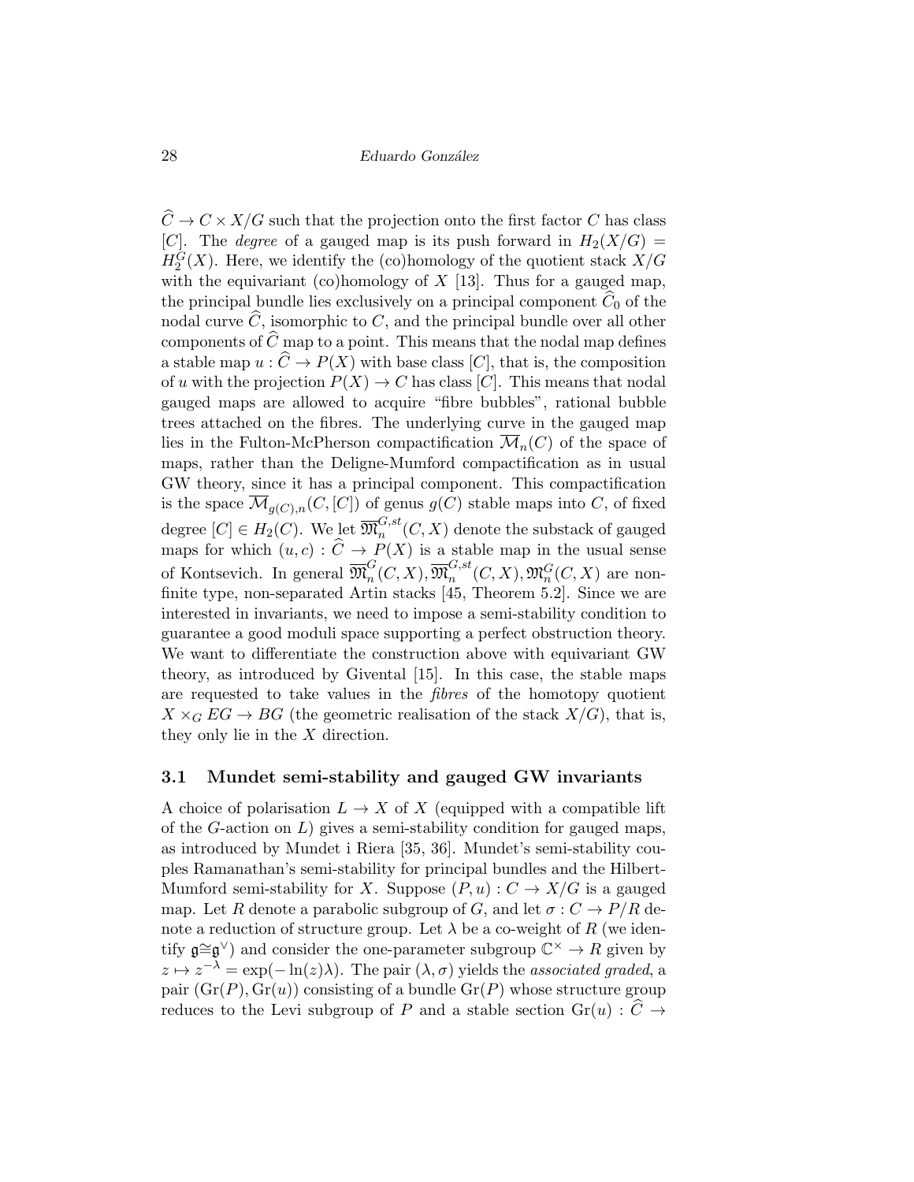$\widehat{C} \to C \times X/G$ such that the projection onto the first factor $C$ has class $[C]$. The *degree* of a gauged map is its push forward in $H_2(X/G) = H_2^G(X)$. Here, we identify the (co)homology of the quotient stack $X/G$ with the equivariant (co)homology of $X$ [13]. Thus for a gauged map, the principal bundle lies exclusively on a principal component $\widehat{C}_0$ of the nodal curve $\widehat{C}$, isomorphic to $C$, and the principal bundle over all other components of $\widehat{C}$ map to a point. This means that the nodal map defines a stable map $u : \widehat{C} \to P(X)$ with base class $[C]$, that is, the composition of $u$ with the projection $P(X) \to C$ has class $[C]$. This means that nodal gauged maps are allowed to acquire "fibre bubbles", rational bubble trees attached on the fibres. The underlying curve in the gauged map lies in the Fulton-McPherson compactification $\overline{\mathcal{M}}_n(C)$ of the space of maps, rather than the Deligne-Mumford compactification as in usual GW theory, since it has a principal component. This compactification is the space $\overline{\mathcal{M}}_{g(C),n}(C,[C])$ of genus $g(C)$ stable maps into $C$, of fixed degree $[C] \in H_2(C)$. We let $\overline{\mathfrak{M}}_n^{G,st}(C,X)$ denote the substack of gauged maps for which $(u,c) : \widehat{C} \to P(X)$ is a stable map in the usual sense of Kontsevich. In general $\overline{\mathfrak{M}}_n^{G}(C,X), \overline{\mathfrak{M}}_n^{G,st}(C,X), \mathfrak{M}_n^{G}(C,X)$ are non-finite type, non-separated Artin stacks [45, Theorem 5.2]. Since we are interested in invariants, we need to impose a semi-stability condition to guarantee a good moduli space supporting a perfect obstruction theory. We want to differentiate the construction above with equivariant GW theory, as introduced by Givental [15]. In this case, the stable maps are requested to take values in the *fibres* of the homotopy quotient $X \times_G EG \to BG$ (the geometric realisation of the stack $X/G$), that is, they only lie in the $X$ direction.

### 3.1 Mundet semi-stability and gauged GW invariants

A choice of polarisation $L \to X$ of $X$ (equipped with a compatible lift of the $G$-action on $L$) gives a semi-stability condition for gauged maps, as introduced by Mundet i Riera [35, 36]. Mundet's semi-stability couples Ramanathan's semi-stability for principal bundles and the Hilbert-Mumford semi-stability for $X$. Suppose $(P,u) : C \to X/G$ is a gauged map. Let $R$ denote a parabolic subgroup of $G$, and let $\sigma : C \to P/R$ denote a reduction of structure group. Let $\lambda$ be a co-weight of $R$ (we identify $\mathfrak{g} \cong \mathfrak{g}^\vee$) and consider the one-parameter subgroup $\mathbb{C}^\times \to R$ given by $z \mapsto z^{-\lambda} = \exp(-\ln(z)\lambda)$. The pair $(\lambda, \sigma)$ yields the *associated graded*, a pair $(\mathrm{Gr}(P), \mathrm{Gr}(u))$ consisting of a bundle $\mathrm{Gr}(P)$ whose structure group reduces to the Levi subgroup of $P$ and a stable section $\mathrm{Gr}(u) : \widehat{C} \to$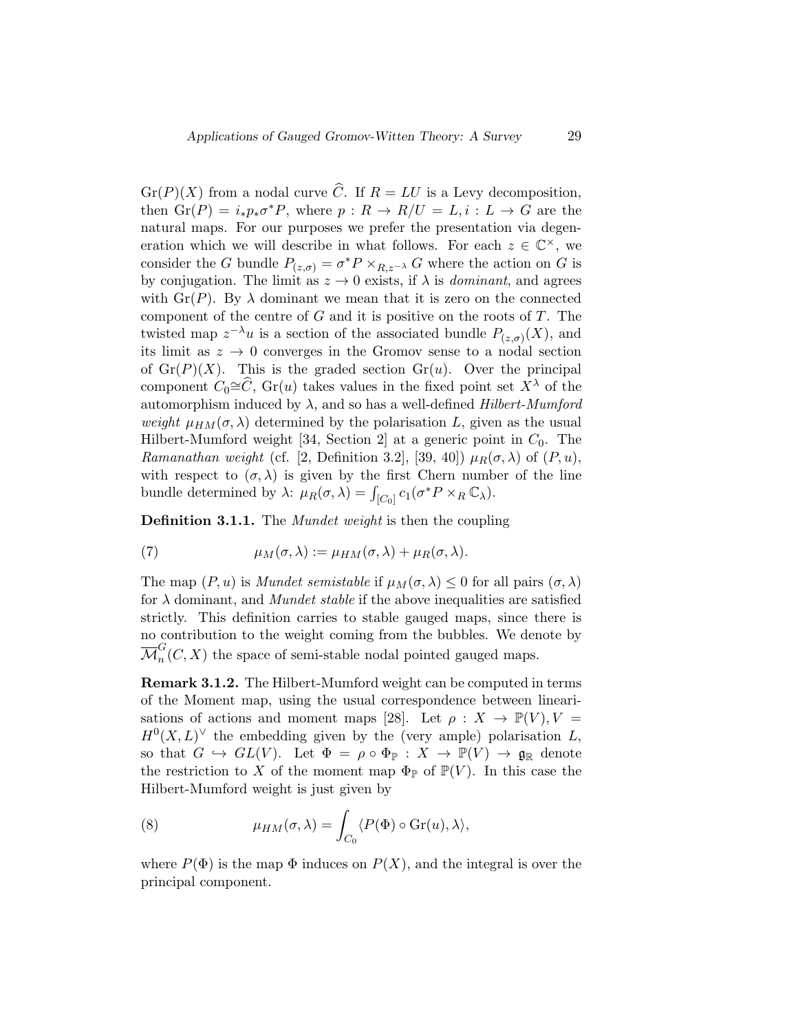$\mathrm{Gr}(P)(X)$ from a nodal curve $\widehat{C}$. If $R = LU$ is a Levy decomposition, then $\mathrm{Gr}(P) = i_* p_* \sigma^* P$, where $p : R \to R/U = L, i : L \to G$ are the natural maps. For our purposes we prefer the presentation via degeneration which we will describe in what follows. For each $z \in \mathbb{C}^\times$, we consider the $G$ bundle $P_{(z,\sigma)} = \sigma^* P \times_{R, z^{-\lambda}} G$ where the action on $G$ is by conjugation. The limit as $z \to 0$ exists, if $\lambda$ is *dominant*, and agrees with $\mathrm{Gr}(P)$. By $\lambda$ dominant we mean that it is zero on the connected component of the centre of $G$ and it is positive on the roots of $T$. The twisted map $z^{-\lambda} u$ is a section of the associated bundle $P_{(z,\sigma)}(X)$, and its limit as $z \to 0$ converges in the Gromov sense to a nodal section of $\mathrm{Gr}(P)(X)$. This is the graded section $\mathrm{Gr}(u)$. Over the principal component $C_0 \cong \widehat{C}$, $\mathrm{Gr}(u)$ takes values in the fixed point set $X^\lambda$ of the automorphism induced by $\lambda$, and so has a well-defined *Hilbert-Mumford weight* $\mu_{HM}(\sigma, \lambda)$ determined by the polarisation $L$, given as the usual Hilbert-Mumford weight [34, Section 2] at a generic point in $C_0$. The *Ramanathan weight* (cf. [2, Definition 3.2], [39, 40]) $\mu_R(\sigma, \lambda)$ of $(P, u)$, with respect to $(\sigma, \lambda)$ is given by the first Chern number of the line bundle determined by $\lambda$: $\mu_R(\sigma, \lambda) = \int_{[C_0]} c_1(\sigma^* P \times_R \mathbb{C}_\lambda)$.

**Definition 3.1.1.** The *Mundet weight* is then the coupling

$$\mu_M(\sigma, \lambda) := \mu_{HM}(\sigma, \lambda) + \mu_R(\sigma, \lambda). \tag{7}$$

The map $(P, u)$ is *Mundet semistable* if $\mu_M(\sigma, \lambda) \leq 0$ for all pairs $(\sigma, \lambda)$ for $\lambda$ dominant, and *Mundet stable* if the above inequalities are satisfied strictly. This definition carries to stable gauged maps, since there is no contribution to the weight coming from the bubbles. We denote by $\overline{\mathcal{M}}_n^G(C, X)$ the space of semi-stable nodal pointed gauged maps.

**Remark 3.1.2.** The Hilbert-Mumford weight can be computed in terms of the Moment map, using the usual correspondence between linearisations of actions and moment maps [28]. Let $\rho : X \to \mathbb{P}(V), V = H^0(X, L)^\vee$ the embedding given by the (very ample) polarisation $L$, so that $G \hookrightarrow GL(V)$. Let $\Phi = \rho \circ \Phi_{\mathbb{P}} : X \to \mathbb{P}(V) \to \mathfrak{g}_{\mathbb{R}}$ denote the restriction to $X$ of the moment map $\Phi_{\mathbb{P}}$ of $\mathbb{P}(V)$. In this case the Hilbert-Mumford weight is just given by

$$\mu_{HM}(\sigma, \lambda) = \int_{C_0} \langle P(\Phi) \circ \mathrm{Gr}(u), \lambda \rangle, \tag{8}$$

where $P(\Phi)$ is the map $\Phi$ induces on $P(X)$, and the integral is over the principal component.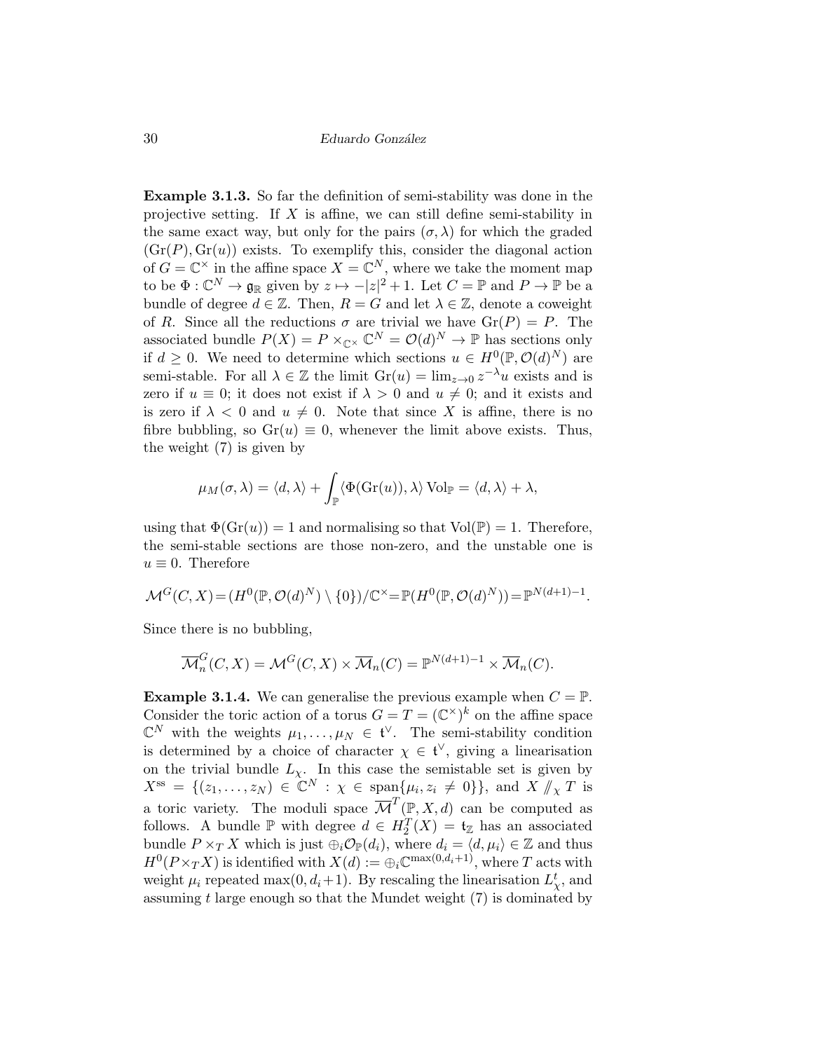**Example 3.1.3.** So far the definition of semi-stability was done in the projective setting. If $X$ is affine, we can still define semi-stability in the same exact way, but only for the pairs $(\sigma, \lambda)$ for which the graded $(\mathrm{Gr}(P), \mathrm{Gr}(u))$ exists. To exemplify this, consider the diagonal action of $G = \mathbb{C}^\times$ in the affine space $X = \mathbb{C}^N$, where we take the moment map to be $\Phi : \mathbb{C}^N \to \mathfrak{g}_\mathbb{R}$ given by $z \mapsto -|z|^2 + 1$. Let $C = \mathbb{P}$ and $P \to \mathbb{P}$ be a bundle of degree $d \in \mathbb{Z}$. Then, $R = G$ and let $\lambda \in \mathbb{Z}$, denote a coweight of $R$. Since all the reductions $\sigma$ are trivial we have $\mathrm{Gr}(P) = P$. The associated bundle $P(X) = P \times_{\mathbb{C}^\times} \mathbb{C}^N = \mathcal{O}(d)^N \to \mathbb{P}$ has sections only if $d \geq 0$. We need to determine which sections $u \in H^0(\mathbb{P}, \mathcal{O}(d)^N)$ are semi-stable. For all $\lambda \in \mathbb{Z}$ the limit $\mathrm{Gr}(u) = \lim_{z \to 0} z^{-\lambda} u$ exists and is zero if $u \equiv 0$; it does not exist if $\lambda > 0$ and $u \neq 0$; and it exists and is zero if $\lambda < 0$ and $u \neq 0$. Note that since $X$ is affine, there is no fibre bubbling, so $\mathrm{Gr}(u) \equiv 0$, whenever the limit above exists. Thus, the weight (7) is given by

$$\mu_M(\sigma, \lambda) = \langle d, \lambda \rangle + \int_\mathbb{P} \langle \Phi(\mathrm{Gr}(u)), \lambda \rangle \operatorname{Vol}_\mathbb{P} = \langle d, \lambda \rangle + \lambda,$$

using that $\Phi(\mathrm{Gr}(u)) = 1$ and normalising so that $\mathrm{Vol}(\mathbb{P}) = 1$. Therefore, the semi-stable sections are those non-zero, and the unstable one is $u \equiv 0$. Therefore

$$\mathcal{M}^G(C, X) = (H^0(\mathbb{P}, \mathcal{O}(d)^N) \setminus \{0\})/\mathbb{C}^\times = \mathbb{P}(H^0(\mathbb{P}, \mathcal{O}(d)^N)) = \mathbb{P}^{N(d+1)-1}.$$

Since there is no bubbling,

$$\overline{\mathcal{M}}_n^G(C, X) = \mathcal{M}^G(C, X) \times \overline{\mathcal{M}}_n(C) = \mathbb{P}^{N(d+1)-1} \times \overline{\mathcal{M}}_n(C).$$

**Example 3.1.4.** We can generalise the previous example when $C = \mathbb{P}$. Consider the toric action of a torus $G = T = (\mathbb{C}^\times)^k$ on the affine space $\mathbb{C}^N$ with the weights $\mu_1, \ldots, \mu_N \in \mathfrak{t}^\vee$. The semi-stability condition is determined by a choice of character $\chi \in \mathfrak{t}^\vee$, giving a linearisation on the trivial bundle $L_\chi$. In this case the semistable set is given by $X^{\mathrm{ss}} = \{(z_1, \ldots, z_N) \in \mathbb{C}^N : \chi \in \operatorname{span}\{\mu_i, z_i \neq 0\}\}$, and $X /\!\!/_\chi T$ is a toric variety. The moduli space $\overline{\mathcal{M}}^T(\mathbb{P}, X, d)$ can be computed as follows. A bundle $\mathbb{P}$ with degree $d \in H_2^T(X) = \mathfrak{t}_\mathbb{Z}$ has an associated bundle $P \times_T X$ which is just $\oplus_i \mathcal{O}_\mathbb{P}(d_i)$, where $d_i = \langle d, \mu_i \rangle \in \mathbb{Z}$ and thus $H^0(P \times_T X)$ is identified with $X(d) := \oplus_i \mathbb{C}^{\max(0, d_i+1)}$, where $T$ acts with weight $\mu_i$ repeated $\max(0, d_i+1)$. By rescaling the linearisation $L_\chi^t$, and assuming $t$ large enough so that the Mundet weight (7) is dominated by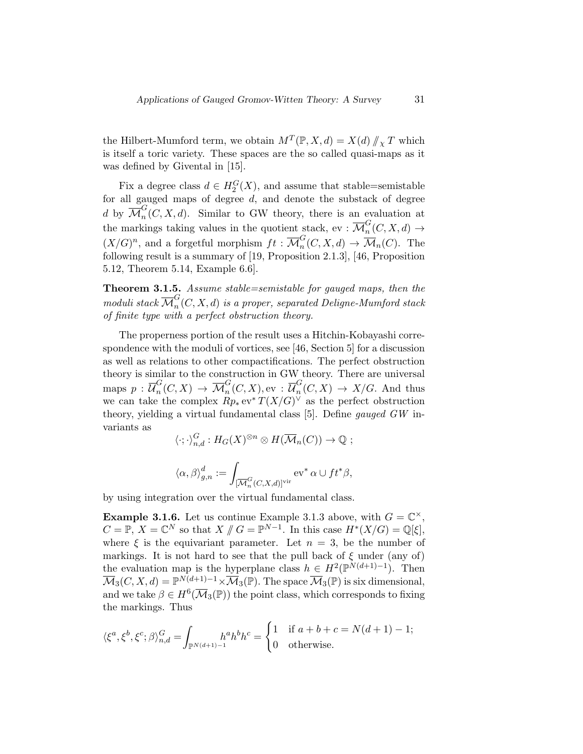the Hilbert-Mumford term, we obtain $M^T(\mathbb{P}, X, d) = X(d) /\!\!/_\chi T$ which is itself a toric variety. These spaces are the so called quasi-maps as it was defined by Givental in [15].

Fix a degree class $d \in H_2^G(X)$, and assume that stable=semistable for all gauged maps of degree $d$, and denote the substack of degree $d$ by $\overline{\mathcal{M}}_n^G(C, X, d)$. Similar to GW theory, there is an evaluation at the markings taking values in the quotient stack, $\mathrm{ev} : \overline{\mathcal{M}}_n^G(C, X, d) \to (X/G)^n$, and a forgetful morphism $ft : \overline{\mathcal{M}}_n^G(C, X, d) \to \overline{\mathcal{M}}_n(C)$. The following result is a summary of [19, Proposition 2.1.3], [46, Proposition 5.12, Theorem 5.14, Example 6.6].

**Theorem 3.1.5.** *Assume stable=semistable for gauged maps, then the moduli stack $\overline{\mathcal{M}}_n^G(C, X, d)$ is a proper, separated Deligne-Mumford stack of finite type with a perfect obstruction theory.*

The properness portion of the result uses a Hitchin-Kobayashi correspondence with the moduli of vortices, see [46, Section 5] for a discussion as well as relations to other compactifications. The perfect obstruction theory is similar to the construction in GW theory. There are universal maps $p : \overline{\mathcal{U}}_n^G(C, X) \to \overline{\mathcal{M}}_n^G(C, X), \mathrm{ev} : \overline{\mathcal{U}}_n^G(C, X) \to X/G$. And thus we can take the complex $Rp_* \mathrm{ev}^* T(X/G)^\vee$ as the perfect obstruction theory, yielding a virtual fundamental class [5]. Define *gauged GW* invariants as

$$\langle \cdot ; \cdot \rangle_{n,d}^G : H_G(X)^{\otimes n} \otimes H(\overline{\mathcal{M}}_n(C)) \to \mathbb{Q} \ ;$$

$$\langle \alpha, \beta \rangle_{g,n}^d := \int_{[\overline{\mathcal{M}}_n^G(C,X,d)]^{\mathrm{vir}}} \mathrm{ev}^* \alpha \cup ft^* \beta,$$

by using integration over the virtual fundamental class.

**Example 3.1.6.** Let us continue Example 3.1.3 above, with $G = \mathbb{C}^\times$, $C = \mathbb{P}$, $X = \mathbb{C}^N$ so that $X /\!\!/ G = \mathbb{P}^{N-1}$. In this case $H^*(X/G) = \mathbb{Q}[\xi]$, where $\xi$ is the equivariant parameter. Let $n = 3$, be the number of markings. It is not hard to see that the pull back of $\xi$ under (any of) the evaluation map is the hyperplane class $h \in H^2(\mathbb{P}^{N(d+1)-1})$. Then $\overline{\mathcal{M}}_3(C, X, d) = \mathbb{P}^{N(d+1)-1} \times \overline{\mathcal{M}}_3(\mathbb{P})$. The space $\overline{\mathcal{M}}_3(\mathbb{P})$ is six dimensional, and we take $\beta \in H^6(\overline{\mathcal{M}}_3(\mathbb{P}))$ the point class, which corresponds to fixing the markings. Thus

$$\langle \xi^a, \xi^b, \xi^c; \beta \rangle_{n,d}^G = \int_{\mathbb{P}^{N(d+1)-1}} h^a h^b h^c = \begin{cases} 1 & \text{if } a + b + c = N(d+1) - 1; \\ 0 & \text{otherwise.} \end{cases}$$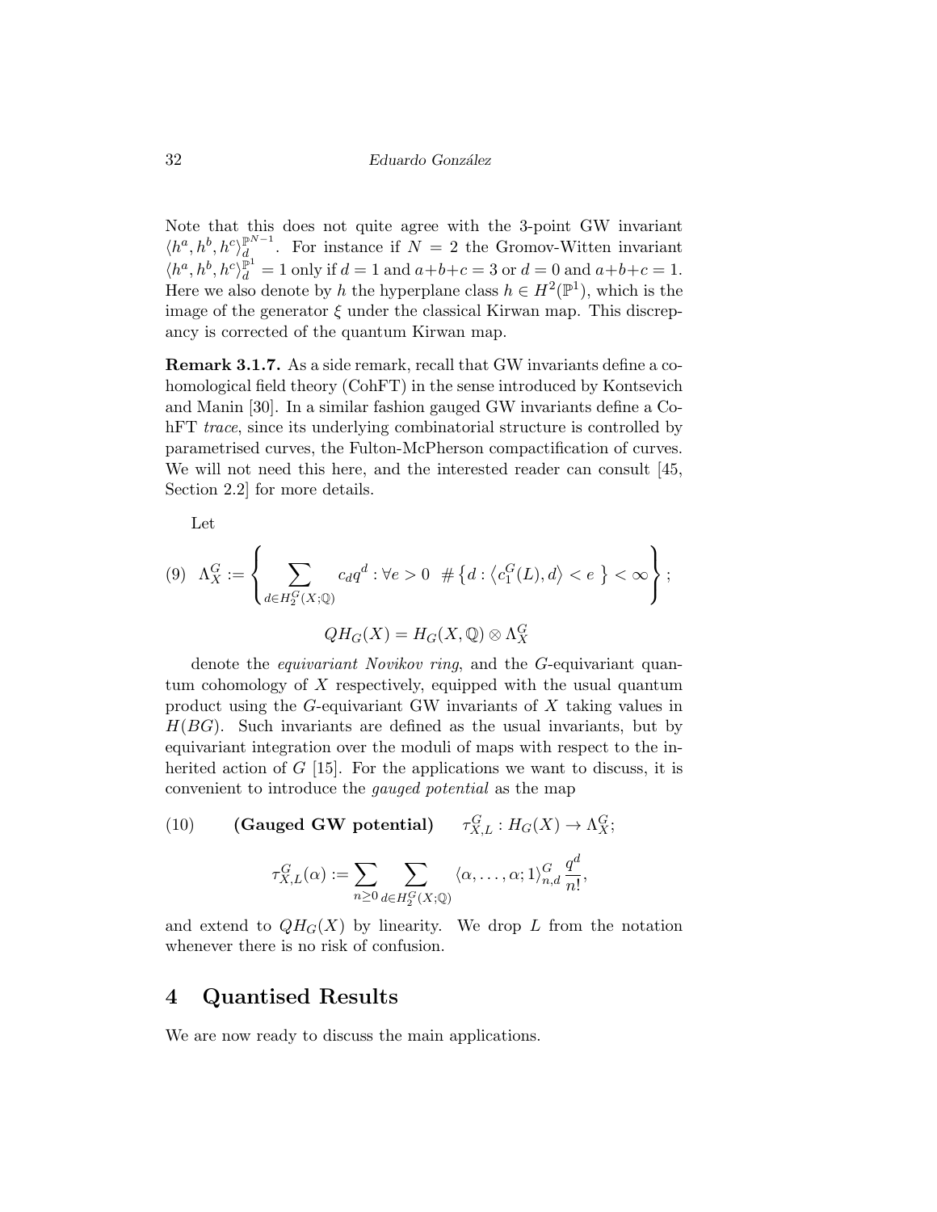Note that this does not quite agree with the 3-point GW invariant $\langle h^a, h^b, h^c \rangle_d^{\mathbb{P}^{N-1}}$. For instance if $N = 2$ the Gromov-Witten invariant $\langle h^a, h^b, h^c \rangle_d^{\mathbb{P}^1} = 1$ only if $d = 1$ and $a+b+c = 3$ or $d = 0$ and $a+b+c = 1$. Here we also denote by $h$ the hyperplane class $h \in H^2(\mathbb{P}^1)$, which is the image of the generator $\xi$ under the classical Kirwan map. This discrepancy is corrected of the quantum Kirwan map.

**Remark 3.1.7.** As a side remark, recall that GW invariants define a cohomological field theory (CohFT) in the sense introduced by Kontsevich and Manin [30]. In a similar fashion gauged GW invariants define a CohFT *trace*, since its underlying combinatorial structure is controlled by parametrised curves, the Fulton-McPherson compactification of curves. We will not need this here, and the interested reader can consult [45, Section 2.2] for more details.

Let

$$\text{(9)} \quad \Lambda_X^G := \left\{ \sum_{d \in H_2^G(X;\mathbb{Q})} c_d q^d : \forall e > 0 \;\; \# \left\{ d : \left\langle c_1^G(L), d \right\rangle < e \right\} < \infty \right\};$$

$$QH_G(X) = H_G(X, \mathbb{Q}) \otimes \Lambda_X^G$$

denote the *equivariant Novikov ring*, and the $G$-equivariant quantum cohomology of $X$ respectively, equipped with the usual quantum product using the $G$-equivariant GW invariants of $X$ taking values in $H(BG)$. Such invariants are defined as the usual invariants, but by equivariant integration over the moduli of maps with respect to the inherited action of $G$ [15]. For the applications we want to discuss, it is convenient to introduce the *gauged potential* as the map

$$\text{(10)} \qquad \textbf{(Gauged GW potential)} \qquad \tau_{X,L}^G : H_G(X) \to \Lambda_X^G;$$

$$\tau_{X,L}^G(\alpha) := \sum_{n \geq 0} \sum_{d \in H_2^G(X;\mathbb{Q})} \langle \alpha, \ldots, \alpha; 1 \rangle_{n,d}^G \frac{q^d}{n!},$$

and extend to $QH_G(X)$ by linearity. We drop $L$ from the notation whenever there is no risk of confusion.

# 4 Quantised Results

We are now ready to discuss the main applications.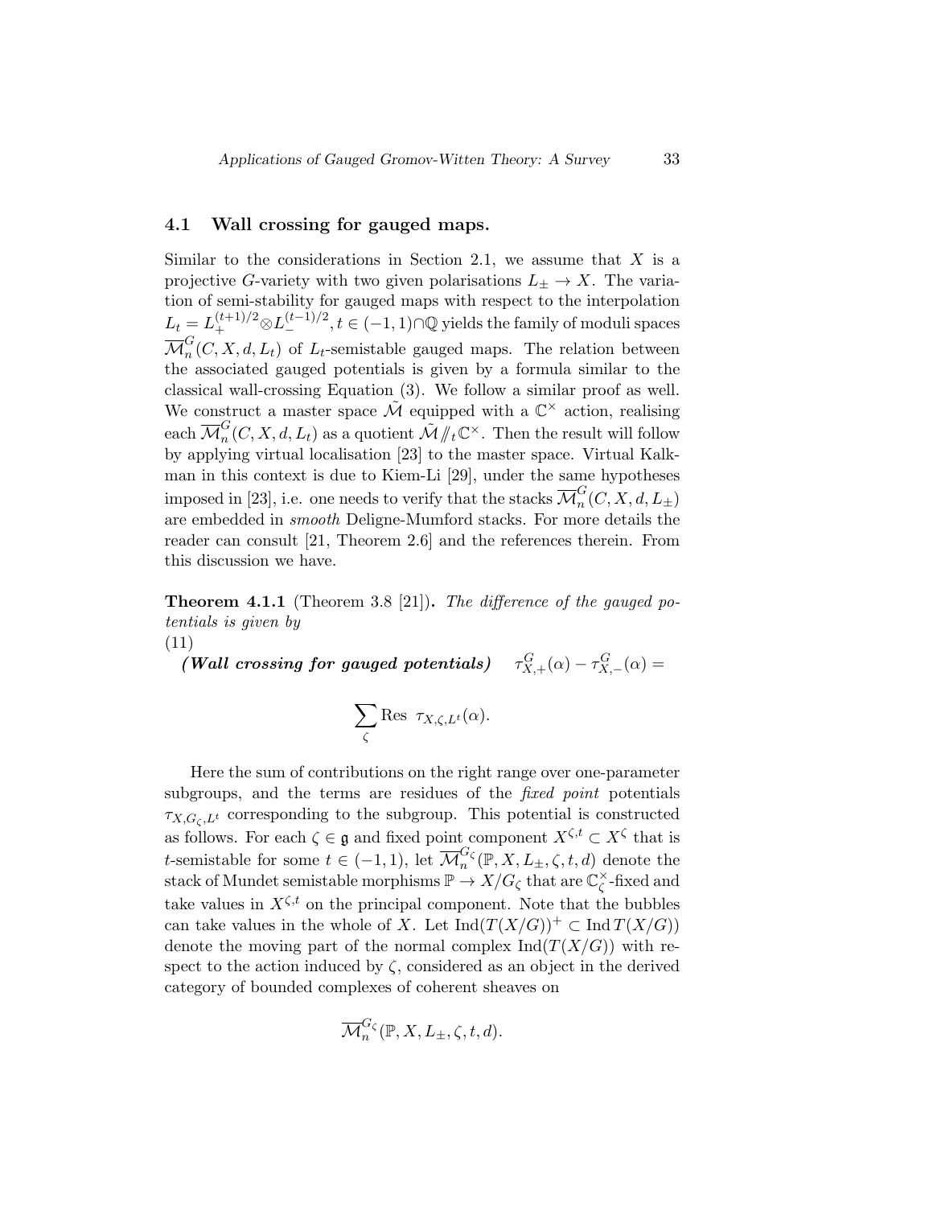### 4.1 Wall crossing for gauged maps.

Similar to the considerations in Section 2.1, we assume that $X$ is a projective $G$-variety with two given polarisations $L_\pm \to X$. The variation of semi-stability for gauged maps with respect to the interpolation $L_t = L_+^{(t+1)/2} \otimes L_-^{(t-1)/2}$, $t \in (-1,1) \cap \mathbb{Q}$ yields the family of moduli spaces $\overline{\mathcal{M}}_n^G(C, X, d, L_t)$ of $L_t$-semistable gauged maps. The relation between the associated gauged potentials is given by a formula similar to the classical wall-crossing Equation (3). We follow a similar proof as well. We construct a master space $\tilde{\mathcal{M}}$ equipped with a $\mathbb{C}^\times$ action, realising each $\overline{\mathcal{M}}_n^G(C, X, d, L_t)$ as a quotient $\tilde{\mathcal{M}} /\!\!/_t \mathbb{C}^\times$. Then the result will follow by applying virtual localisation [23] to the master space. Virtual Kalkman in this context is due to Kiem-Li [29], under the same hypotheses imposed in [23], i.e. one needs to verify that the stacks $\overline{\mathcal{M}}_n^G(C, X, d, L_\pm)$ are embedded in *smooth* Deligne-Mumford stacks. For more details the reader can consult [21, Theorem 2.6] and the references therein. From this discussion we have.

**Theorem 4.1.1** (Theorem 3.8 [21]). *The difference of the gauged potentials is given by*

(11)

***(Wall crossing for gauged potentials)*** $\quad \tau_{X,+}^G(\alpha) - \tau_{X,-}^G(\alpha) =$

$$\sum_\zeta \operatorname{Res} \ \tau_{X,\zeta,L^t}(\alpha).$$

Here the sum of contributions on the right range over one-parameter subgroups, and the terms are residues of the *fixed point* potentials $\tau_{X,G_\zeta,L^t}$ corresponding to the subgroup. This potential is constructed as follows. For each $\zeta \in \mathfrak{g}$ and fixed point component $X^{\zeta,t} \subset X^\zeta$ that is $t$-semistable for some $t \in (-1,1)$, let $\overline{\mathcal{M}}_n^{G_\zeta}(\mathbb{P}, X, L_\pm, \zeta, t, d)$ denote the stack of Mundet semistable morphisms $\mathbb{P} \to X/G_\zeta$ that are $\mathbb{C}_\zeta^\times$-fixed and take values in $X^{\zeta,t}$ on the principal component. Note that the bubbles can take values in the whole of $X$. Let $\operatorname{Ind}(T(X/G))^+ \subset \operatorname{Ind} T(X/G))$ denote the moving part of the normal complex $\operatorname{Ind}(T(X/G))$ with respect to the action induced by $\zeta$, considered as an object in the derived category of bounded complexes of coherent sheaves on

$$\overline{\mathcal{M}}_n^{G_\zeta}(\mathbb{P}, X, L_\pm, \zeta, t, d).$$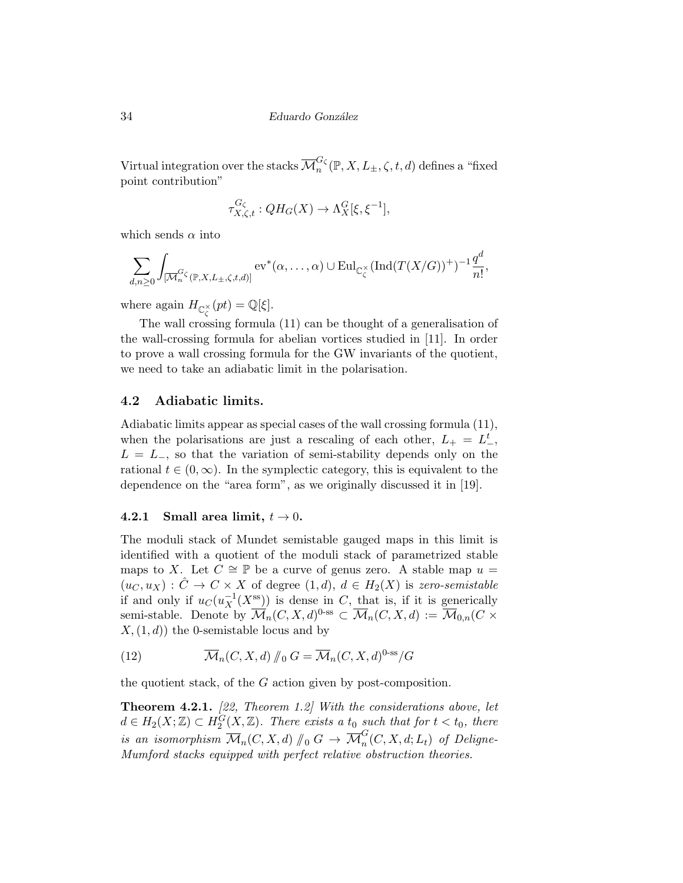Virtual integration over the stacks $\overline{\mathcal{M}}_n^{G_\zeta}(\mathbb{P}, X, L_\pm, \zeta, t, d)$ defines a "fixed point contribution"

$$\tau^{G_\zeta}_{X,\zeta,t} : QH_G(X) \to \Lambda_X^G[\xi, \xi^{-1}],$$

which sends $\alpha$ into

$$\sum_{d,n\geq 0} \int_{[\overline{\mathcal{M}}_n^{G_\zeta}(\mathbb{P},X,L_\pm,\zeta,t,d)]} \mathrm{ev}^*(\alpha, \ldots, \alpha) \cup \mathrm{Eul}_{\mathbb{C}^\times_\zeta}(\mathrm{Ind}(T(X/G))^+)^{-1} \frac{q^d}{n!},$$

where again $H_{\mathbb{C}^\times_\zeta}(pt) = \mathbb{Q}[\xi]$.

The wall crossing formula (11) can be thought of a generalisation of the wall-crossing formula for abelian vortices studied in [11]. In order to prove a wall crossing formula for the GW invariants of the quotient, we need to take an adiabatic limit in the polarisation.

## 4.2 Adiabatic limits.

Adiabatic limits appear as special cases of the wall crossing formula (11), when the polarisations are just a rescaling of each other, $L_+ = L_-^t$, $L = L_-$, so that the variation of semi-stability depends only on the rational $t \in (0, \infty)$. In the symplectic category, this is equivalent to the dependence on the "area form", as we originally discussed it in [19].

### 4.2.1 Small area limit, $t \to 0$.

The moduli stack of Mundet semistable gauged maps in this limit is identified with a quotient of the moduli stack of parametrized stable maps to $X$. Let $C \cong \mathbb{P}$ be a curve of genus zero. A stable map $u = (u_C, u_X) : \hat{C} \to C \times X$ of degree $(1, d)$, $d \in H_2(X)$ is *zero-semistable* if and only if $u_C(u_X^{-1}(X^{\mathrm{ss}}))$ is dense in $C$, that is, if it is generically semi-stable. Denote by $\overline{\mathcal{M}}_n(C, X, d)^{0\text{-ss}} \subset \overline{\mathcal{M}}_n(C, X, d) := \overline{\mathcal{M}}_{0,n}(C \times X, (1, d))$ the 0-semistable locus and by

$$\overline{\mathcal{M}}_n(C, X, d) /\!\!/_0\, G = \overline{\mathcal{M}}_n(C, X, d)^{0\text{-ss}}/G \tag{12}$$

the quotient stack, of the $G$ action given by post-composition.

**Theorem 4.2.1.** *[22, Theorem 1.2] With the considerations above, let $d \in H_2(X; \mathbb{Z}) \subset H_2^G(X, \mathbb{Z})$. There exists a $t_0$ such that for $t < t_0$, there is an isomorphism $\overline{\mathcal{M}}_n(C, X, d) /\!\!/_0\, G \to \overline{\mathcal{M}}_n^G(C, X, d; L_t)$ of Deligne-Mumford stacks equipped with perfect relative obstruction theories.*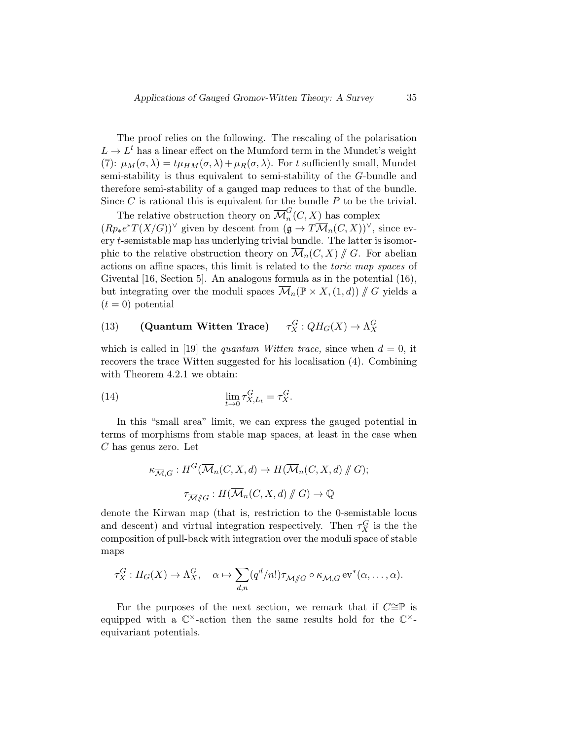The proof relies on the following. The rescaling of the polarisation $L \to L^t$ has a linear effect on the Mumford term in the Mundet's weight (7): $\mu_M(\sigma, \lambda) = t\mu_{HM}(\sigma, \lambda) + \mu_R(\sigma, \lambda)$. For $t$ sufficiently small, Mundet semi-stability is thus equivalent to semi-stability of the $G$-bundle and therefore semi-stability of a gauged map reduces to that of the bundle. Since $C$ is rational this is equivalent for the bundle $P$ to be the trivial.

The relative obstruction theory on $\overline{\mathcal{M}}_n^G(C, X)$ has complex $(Rp_* e^* T(X/G))^\vee$ given by descent from $(\mathfrak{g} \to T\overline{\mathcal{M}}_n(C, X))^\vee$, since every $t$-semistable map has underlying trivial bundle. The latter is isomorphic to the relative obstruction theory on $\overline{\mathcal{M}}_n(C, X) /\!\!/ G$. For abelian actions on affine spaces, this limit is related to the *toric map spaces* of Givental [16, Section 5]. An analogous formula as in the potential (16), but integrating over the moduli spaces $\overline{\mathcal{M}}_n(\mathbb{P} \times X, (1, d)) /\!\!/ G$ yields a $(t = 0)$ potential

$$(13) \qquad \textbf{(Quantum Witten Trace)} \qquad \tau_X^G : QH_G(X) \to \Lambda_X^G$$

which is called in [19] the *quantum Witten trace,* since when $d = 0$, it recovers the trace Witten suggested for his localisation (4). Combining with Theorem 4.2.1 we obtain:

$$(14) \qquad \lim_{t \to 0} \tau_{X, L_t}^G = \tau_X^G.$$

In this "small area" limit, we can express the gauged potential in terms of morphisms from stable map spaces, at least in the case when $C$ has genus zero. Let

$$\kappa_{\overline{\mathcal{M}}, G} : H^G(\overline{\mathcal{M}}_n(C, X, d) \to H(\overline{\mathcal{M}}_n(C, X, d) /\!\!/ G);$$

$$\tau_{\overline{\mathcal{M}} /\!\!/ G} : H(\overline{\mathcal{M}}_n(C, X, d) /\!\!/ G) \to \mathbb{Q}$$

denote the Kirwan map (that is, restriction to the 0-semistable locus and descent) and virtual integration respectively. Then $\tau_X^G$ is the the composition of pull-back with integration over the moduli space of stable maps

$$\tau_X^G : H_G(X) \to \Lambda_X^G, \quad \alpha \mapsto \sum_{d,n} (q^d/n!) \tau_{\overline{\mathcal{M}} /\!\!/ G} \circ \kappa_{\overline{\mathcal{M}}, G} \operatorname{ev}^*(\alpha, \ldots, \alpha).$$

For the purposes of the next section, we remark that if $C \cong \mathbb{P}$ is equipped with a $\mathbb{C}^\times$-action then the same results hold for the $\mathbb{C}^\times$-equivariant potentials.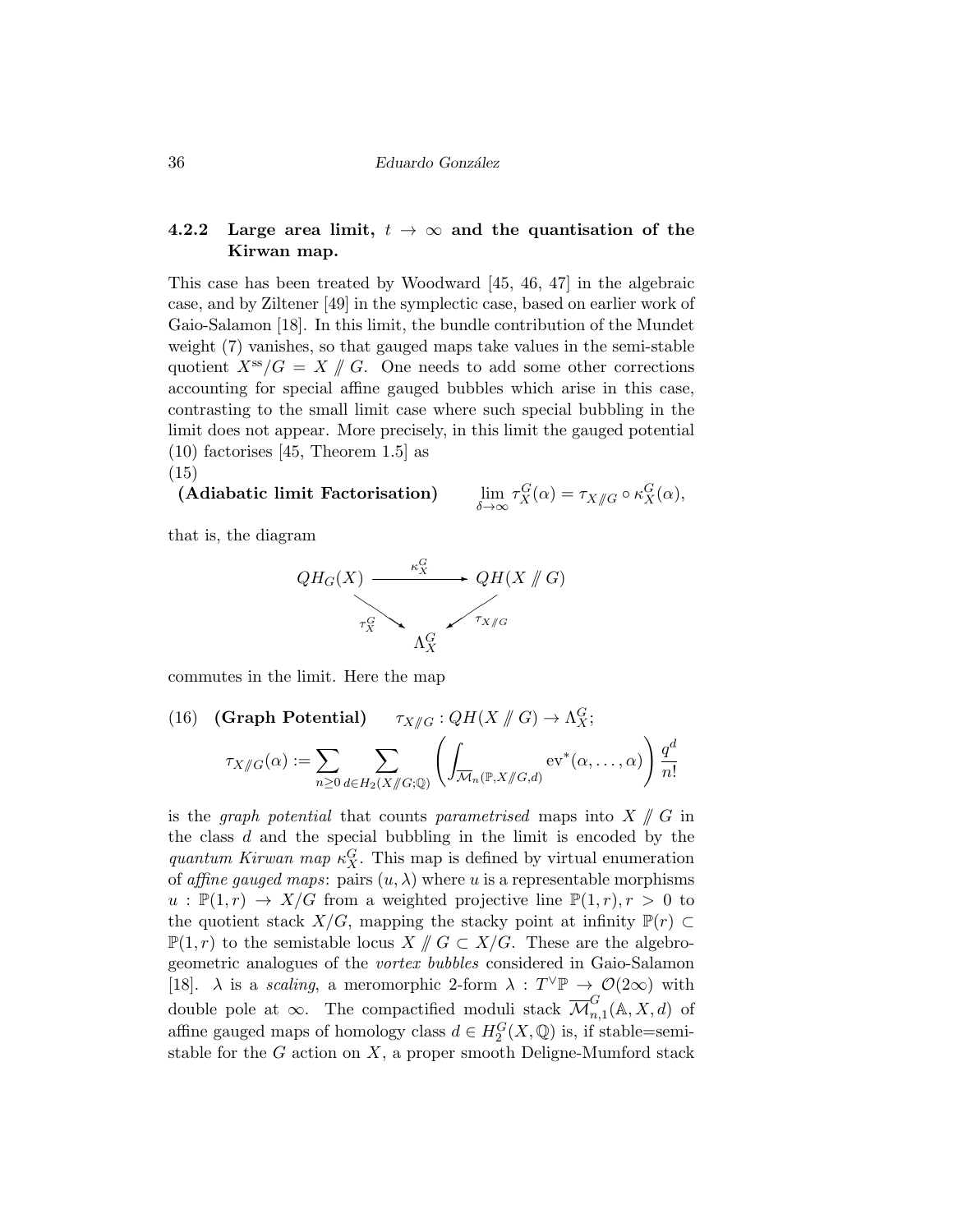#### 4.2.2 Large area limit, $t \to \infty$ and the quantisation of the Kirwan map.

This case has been treated by Woodward [45, 46, 47] in the algebraic case, and by Ziltener [49] in the symplectic case, based on earlier work of Gaio-Salamon [18]. In this limit, the bundle contribution of the Mundet weight (7) vanishes, so that gauged maps take values in the semi-stable quotient $X^{\mathrm{ss}}/G = X /\!\!/ G$. One needs to add some other corrections accounting for special affine gauged bubbles which arise in this case, contrasting to the small limit case where such special bubbling in the limit does not appear. More precisely, in this limit the gauged potential (10) factorises [45, Theorem 1.5] as

(15)

$$\textbf{(Adiabatic limit Factorisation)} \qquad \lim_{\delta\to\infty} \tau_X^G(\alpha) = \tau_{X/\!\!/G} \circ \kappa_X^G(\alpha),$$

that is, the diagram

$$\begin{array}{ccc} QH_G(X) & \xrightarrow{\kappa_X^G} & QH(X /\!\!/ G) \\ & \searrow^{\tau_X^G} \quad \swarrow^{\tau_{X/\!\!/G}} & \\ & \Lambda_X^G & \end{array}$$

commutes in the limit. Here the map

$$(16) \quad \textbf{(Graph Potential)} \qquad \tau_{X/\!\!/G} : QH(X /\!\!/ G) \to \Lambda_X^G;$$

$$\tau_{X/\!\!/G}(\alpha) := \sum_{n\geq 0} \sum_{d\in H_2(X/\!\!/G;\mathbb{Q})} \left( \int_{\overline{\mathcal{M}}_n(\mathbb{P}, X/\!\!/G, d)} \mathrm{ev}^*(\alpha, \dots, \alpha) \right) \frac{q^d}{n!}$$

is the *graph potential* that counts *parametrised* maps into $X /\!\!/ G$ in the class $d$ and the special bubbling in the limit is encoded by the *quantum Kirwan map* $\kappa_X^G$. This map is defined by virtual enumeration of *affine gauged maps*: pairs $(u, \lambda)$ where $u$ is a representable morphisms $u : \mathbb{P}(1, r) \to X/G$ from a weighted projective line $\mathbb{P}(1, r), r > 0$ to the quotient stack $X/G$, mapping the stacky point at infinity $\mathbb{P}(r) \subset \mathbb{P}(1, r)$ to the semistable locus $X /\!\!/ G \subset X/G$. These are the algebro-geometric analogues of the *vortex bubbles* considered in Gaio-Salamon [18]. $\lambda$ is a *scaling*, a meromorphic 2-form $\lambda : T^\vee\mathbb{P} \to \mathcal{O}(2\infty)$ with double pole at $\infty$. The compactified moduli stack $\overline{\mathcal{M}}_{n,1}^G(\mathbb{A}, X, d)$ of affine gauged maps of homology class $d \in H_2^G(X, \mathbb{Q})$ is, if stable=semi-stable for the $G$ action on $X$, a proper smooth Deligne-Mumford stack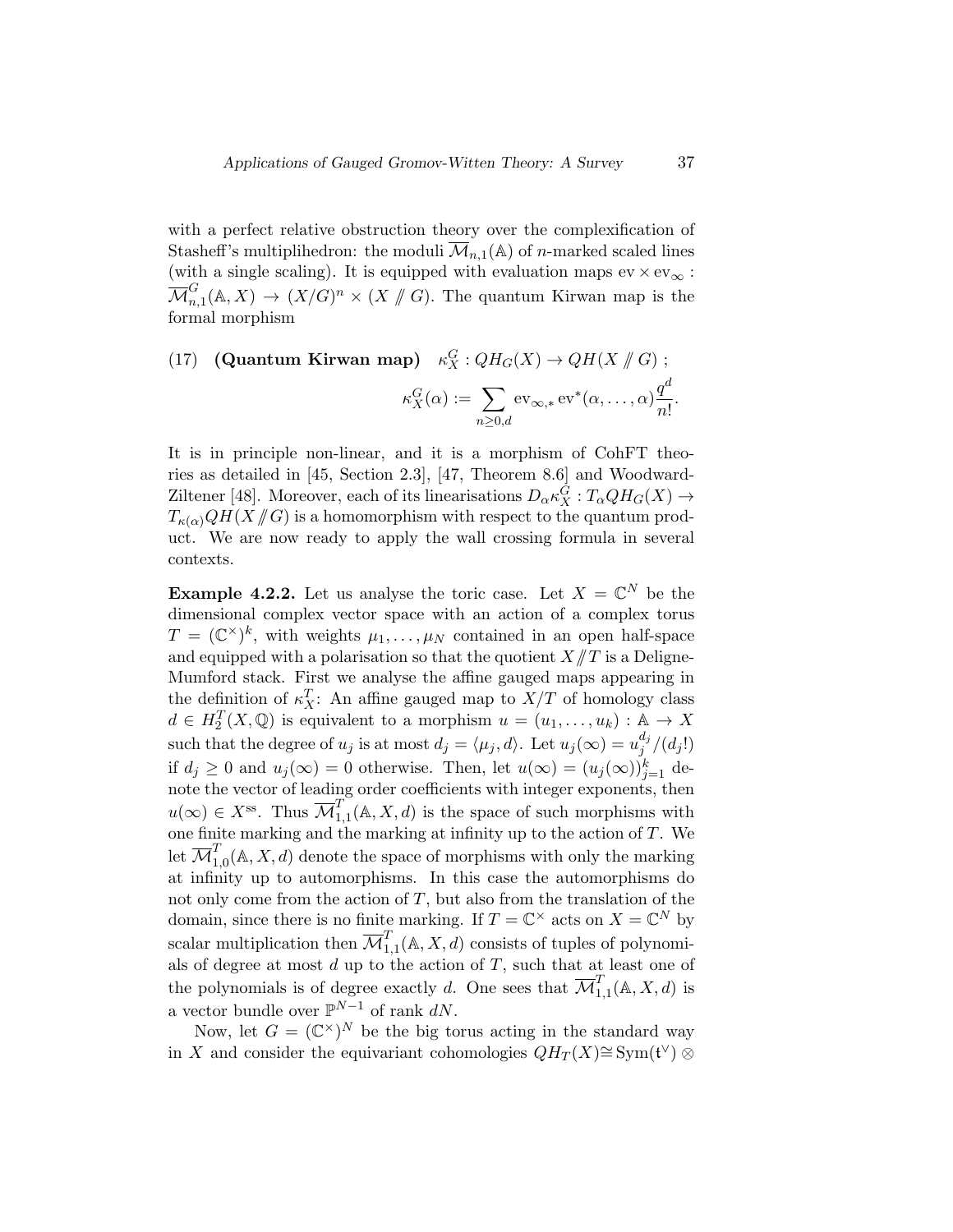with a perfect relative obstruction theory over the complexification of Stasheff's multiplihedron: the moduli $\overline{\mathcal{M}}_{n,1}(\mathbb{A})$ of $n$-marked scaled lines (with a single scaling). It is equipped with evaluation maps $\mathrm{ev} \times \mathrm{ev}_\infty : \overline{\mathcal{M}}^G_{n,1}(\mathbb{A}, X) \to (X/G)^n \times (X /\!\!/ G)$. The quantum Kirwan map is the formal morphism

$$\text{(17)} \quad \textbf{(Quantum Kirwan map)} \quad \kappa^G_X : QH_G(X) \to QH(X /\!\!/ G) \; ;$$

$$\kappa^G_X(\alpha) := \sum_{n \geq 0, d} \mathrm{ev}_{\infty,*} \, \mathrm{ev}^*(\alpha, \ldots, \alpha) \frac{q^d}{n!}.$$

It is in principle non-linear, and it is a morphism of CohFT theories as detailed in [45, Section 2.3], [47, Theorem 8.6] and Woodward-Ziltener [48]. Moreover, each of its linearisations $D_\alpha \kappa^G_X : T_\alpha QH_G(X) \to T_{\kappa(\alpha)} QH(X /\!\!/ G)$ is a homomorphism with respect to the quantum product. We are now ready to apply the wall crossing formula in several contexts.

**Example 4.2.2.** Let us analyse the toric case. Let $X = \mathbb{C}^N$ be the dimensional complex vector space with an action of a complex torus $T = (\mathbb{C}^\times)^k$, with weights $\mu_1, \ldots, \mu_N$ contained in an open half-space and equipped with a polarisation so that the quotient $X /\!\!/ T$ is a Deligne-Mumford stack. First we analyse the affine gauged maps appearing in the definition of $\kappa^T_X$: An affine gauged map to $X/T$ of homology class $d \in H^T_2(X, \mathbb{Q})$ is equivalent to a morphism $u = (u_1, \ldots, u_k) : \mathbb{A} \to X$ such that the degree of $u_j$ is at most $d_j = \langle \mu_j, d \rangle$. Let $u_j(\infty) = u_j^{d_j}/(d_j!)$ if $d_j \geq 0$ and $u_j(\infty) = 0$ otherwise. Then, let $u(\infty) = (u_j(\infty))_{j=1}^k$ denote the vector of leading order coefficients with integer exponents, then $u(\infty) \in X^{\mathrm{ss}}$. Thus $\overline{\mathcal{M}}^T_{1,1}(\mathbb{A}, X, d)$ is the space of such morphisms with one finite marking and the marking at infinity up to the action of $T$. We let $\overline{\mathcal{M}}^T_{1,0}(\mathbb{A}, X, d)$ denote the space of morphisms with only the marking at infinity up to automorphisms. In this case the automorphisms do not only come from the action of $T$, but also from the translation of the domain, since there is no finite marking. If $T = \mathbb{C}^\times$ acts on $X = \mathbb{C}^N$ by scalar multiplication then $\overline{\mathcal{M}}^T_{1,1}(\mathbb{A}, X, d)$ consists of tuples of polynomials of degree at most $d$ up to the action of $T$, such that at least one of the polynomials is of degree exactly $d$. One sees that $\overline{\mathcal{M}}^T_{1,1}(\mathbb{A}, X, d)$ is a vector bundle over $\mathbb{P}^{N-1}$ of rank $dN$.

Now, let $G = (\mathbb{C}^\times)^N$ be the big torus acting in the standard way in $X$ and consider the equivariant cohomologies $QH_T(X) \cong \mathrm{Sym}(\mathfrak{t}^\vee) \otimes$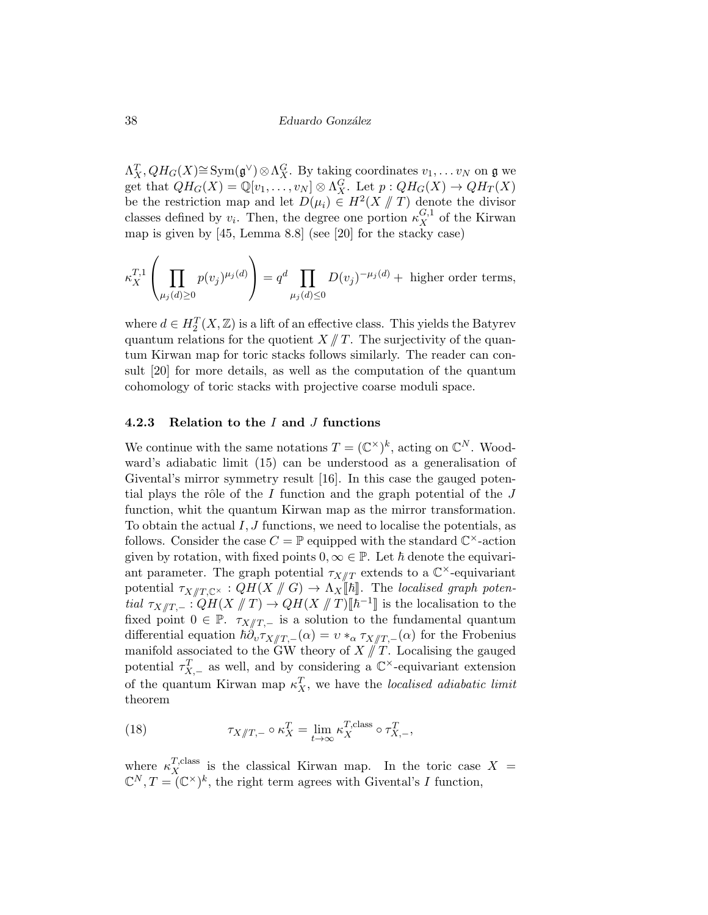$\Lambda_X^T, QH_G(X) \cong \mathrm{Sym}(\mathfrak{g}^\vee) \otimes \Lambda_X^G$. By taking coordinates $v_1, \ldots v_N$ on $\mathfrak{g}$ we get that $QH_G(X) = \mathbb{Q}[v_1, \ldots, v_N] \otimes \Lambda_X^G$. Let $p : QH_G(X) \to QH_T(X)$ be the restriction map and let $D(\mu_i) \in H^2(X /\!\!/ T)$ denote the divisor classes defined by $v_i$. Then, the degree one portion $\kappa_X^{G,1}$ of the Kirwan map is given by [45, Lemma 8.8] (see [20] for the stacky case)

$$\kappa_X^{T,1}\left(\prod_{\mu_j(d)\geq 0} p(v_j)^{\mu_j(d)}\right) = q^d \prod_{\mu_j(d)\leq 0} D(v_j)^{-\mu_j(d)} + \text{ higher order terms,}$$

where $d \in H_2^T(X, \mathbb{Z})$ is a lift of an effective class. This yields the Batyrev quantum relations for the quotient $X /\!\!/ T$. The surjectivity of the quantum Kirwan map for toric stacks follows similarly. The reader can consult [20] for more details, as well as the computation of the quantum cohomology of toric stacks with projective coarse moduli space.

### 4.2.3 Relation to the $I$ and $J$ functions

We continue with the same notations $T = (\mathbb{C}^\times)^k$, acting on $\mathbb{C}^N$. Woodward's adiabatic limit (15) can be understood as a generalisation of Givental's mirror symmetry result [16]. In this case the gauged potential plays the rôle of the $I$ function and the graph potential of the $J$ function, whit the quantum Kirwan map as the mirror transformation. To obtain the actual $I, J$ functions, we need to localise the potentials, as follows. Consider the case $C = \mathbb{P}$ equipped with the standard $\mathbb{C}^\times$-action given by rotation, with fixed points $0, \infty \in \mathbb{P}$. Let $\hbar$ denote the equivariant parameter. The graph potential $\tau_{X/\!\!/T}$ extends to a $\mathbb{C}^\times$-equivariant potential $\tau_{X/\!\!/T,\mathbb{C}^\times} : QH(X /\!\!/ G) \to \Lambda_X[\![\hbar]\!]$. The *localised graph potential* $\tau_{X/\!\!/T,-} : QH(X /\!\!/ T) \to QH(X /\!\!/ T)[\![\hbar^{-1}]\!]$ is the localisation to the fixed point $0 \in \mathbb{P}$. $\tau_{X/\!\!/T,-}$ is a solution to the fundamental quantum differential equation $\hbar\partial_\upsilon \tau_{X/\!\!/T,-}(\alpha) = \upsilon *_\alpha \tau_{X/\!\!/T,-}(\alpha)$ for the Frobenius manifold associated to the GW theory of $X /\!\!/ T$. Localising the gauged potential $\tau_{X,-}^T$ as well, and by considering a $\mathbb{C}^\times$-equivariant extension of the quantum Kirwan map $\kappa_X^T$, we have the *localised adiabatic limit* theorem

$$\tau_{X/\!\!/T,-} \circ \kappa_X^T = \lim_{t\to\infty} \kappa_X^{T,\mathrm{class}} \circ \tau_{X,-}^T, \tag{18}$$

where $\kappa_X^{T,\mathrm{class}}$ is the classical Kirwan map. In the toric case $X = \mathbb{C}^N, T = (\mathbb{C}^\times)^k$, the right term agrees with Givental's $I$ function,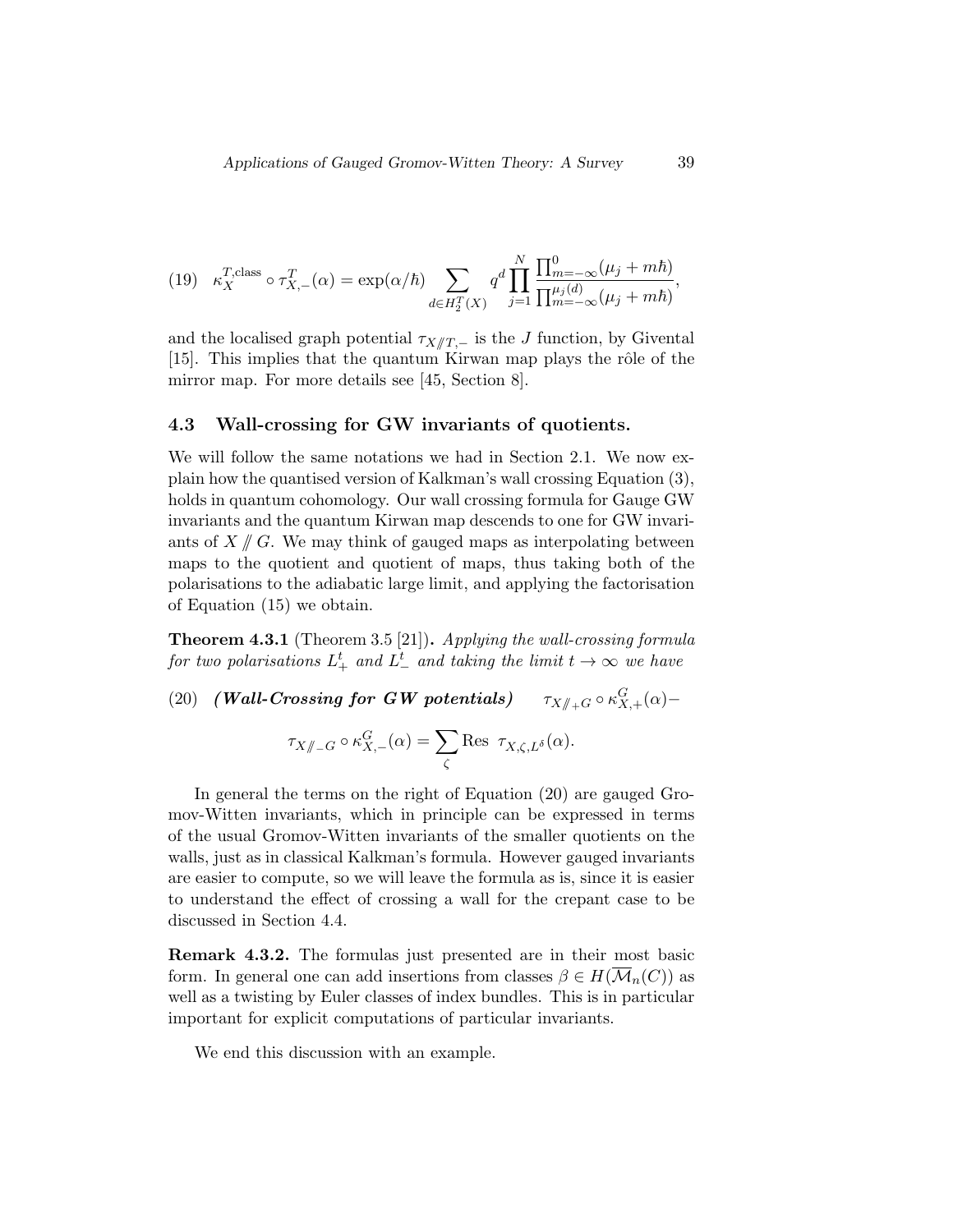$$\kappa_X^{T,\mathrm{class}} \circ \tau_{X,-}^T(\alpha) = \exp(\alpha/\hbar) \sum_{d \in H_2^T(X)} q^d \prod_{j=1}^{N} \frac{\prod_{m=-\infty}^{0}(\mu_j + m\hbar)}{\prod_{m=-\infty}^{\mu_j(d)}(\mu_j + m\hbar)}, \tag{19}$$

and the localised graph potential $\tau_{X /\!\!/ T,-}$ is the $J$ function, by Givental [15]. This implies that the quantum Kirwan map plays the rôle of the mirror map. For more details see [45, Section 8].

### 4.3 Wall-crossing for GW invariants of quotients.

We will follow the same notations we had in Section 2.1. We now explain how the quantised version of Kalkman's wall crossing Equation (3), holds in quantum cohomology. Our wall crossing formula for Gauge GW invariants and the quantum Kirwan map descends to one for GW invariants of $X /\!\!/ G$. We may think of gauged maps as interpolating between maps to the quotient and quotient of maps, thus taking both of the polarisations to the adiabatic large limit, and applying the factorisation of Equation (15) we obtain.

**Theorem 4.3.1** (Theorem 3.5 [21])**.** *Applying the wall-crossing formula for two polarisations $L_+^t$ and $L_-^t$ and taking the limit $t \to \infty$ we have*

(20) ***(Wall-Crossing for GW potentials)*** $\quad \tau_{X /\!\!/_+ G} \circ \kappa_{X,+}^G(\alpha) -$

$$\tau_{X /\!\!/_- G} \circ \kappa_{X,-}^G(\alpha) = \sum_{\zeta} \mathrm{Res}\ \tau_{X,\zeta,L^\delta}(\alpha).$$

In general the terms on the right of Equation (20) are gauged Gromov-Witten invariants, which in principle can be expressed in terms of the usual Gromov-Witten invariants of the smaller quotients on the walls, just as in classical Kalkman's formula. However gauged invariants are easier to compute, so we will leave the formula as is, since it is easier to understand the effect of crossing a wall for the crepant case to be discussed in Section 4.4.

**Remark 4.3.2.** The formulas just presented are in their most basic form. In general one can add insertions from classes $\beta \in H(\overline{\mathcal{M}}_n(C))$ as well as a twisting by Euler classes of index bundles. This is in particular important for explicit computations of particular invariants.

We end this discussion with an example.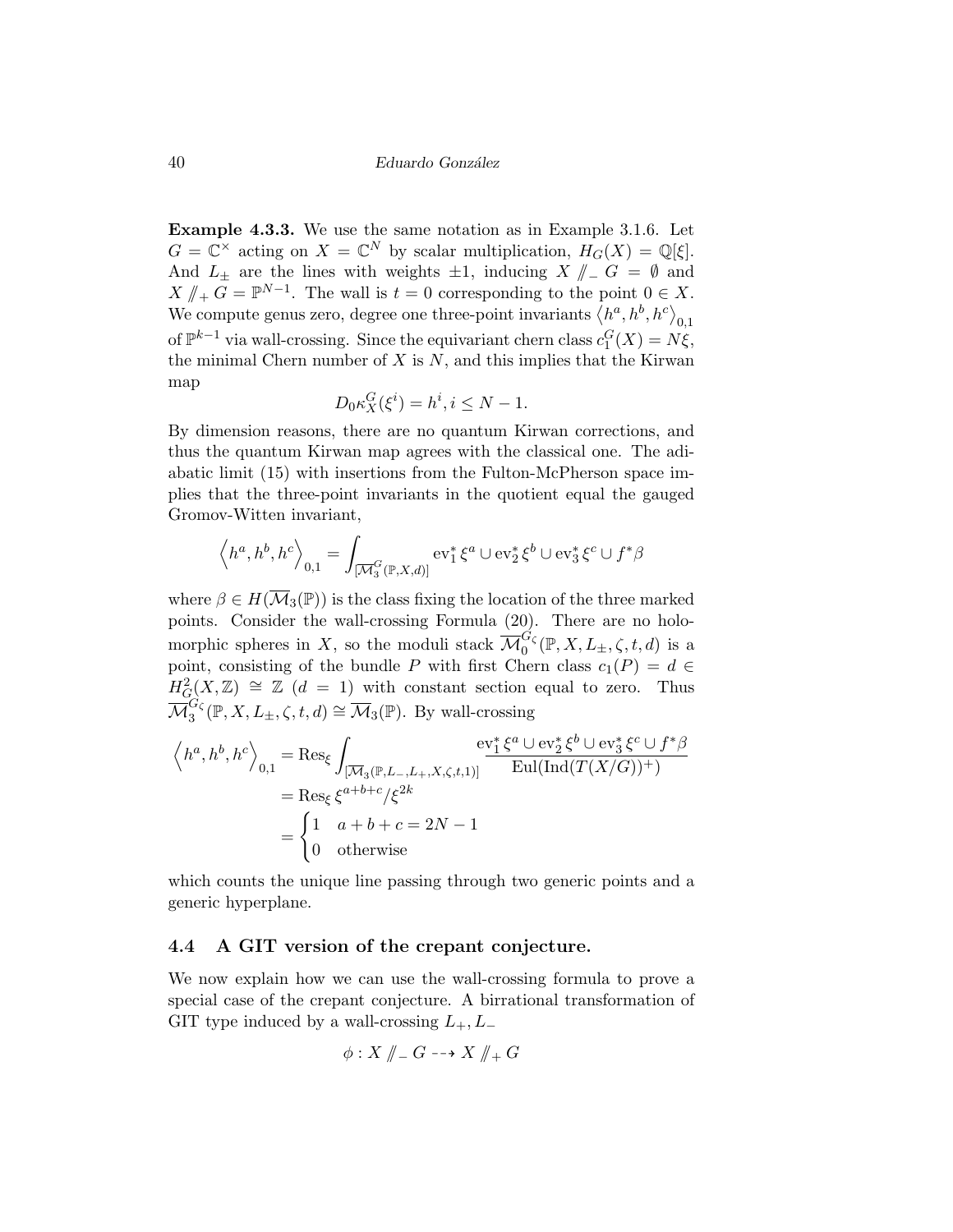**Example 4.3.3.** We use the same notation as in Example 3.1.6. Let $G = \mathbb{C}^\times$ acting on $X = \mathbb{C}^N$ by scalar multiplication, $H_G(X) = \mathbb{Q}[\xi]$. And $L_\pm$ are the lines with weights $\pm 1$, inducing $X /\!\!/_- G = \emptyset$ and $X /\!\!/_+ G = \mathbb{P}^{N-1}$. The wall is $t = 0$ corresponding to the point $0 \in X$. We compute genus zero, degree one three-point invariants $\langle h^a, h^b, h^c \rangle_{0,1}$ of $\mathbb{P}^{k-1}$ via wall-crossing. Since the equivariant chern class $c_1^G(X) = N\xi$, the minimal Chern number of $X$ is $N$, and this implies that the Kirwan map

$$D_0\kappa_X^G(\xi^i) = h^i, i \leq N-1.$$

By dimension reasons, there are no quantum Kirwan corrections, and thus the quantum Kirwan map agrees with the classical one. The adiabatic limit (15) with insertions from the Fulton-McPherson space implies that the three-point invariants in the quotient equal the gauged Gromov-Witten invariant,

$$\left\langle h^a, h^b, h^c \right\rangle_{0,1} = \int_{[\overline{\mathcal{M}}_3^G(\mathbb{P},X,d)]} \mathrm{ev}_1^* \xi^a \cup \mathrm{ev}_2^* \xi^b \cup \mathrm{ev}_3^* \xi^c \cup f^* \beta$$

where $\beta \in H(\overline{\mathcal{M}}_3(\mathbb{P}))$ is the class fixing the location of the three marked points. Consider the wall-crossing Formula (20). There are no holomorphic spheres in $X$, so the moduli stack $\overline{\mathcal{M}}_0^{G_\zeta}(\mathbb{P}, X, L_\pm, \zeta, t, d)$ is a point, consisting of the bundle $P$ with first Chern class $c_1(P) = d \in H_G^2(X, \mathbb{Z}) \cong \mathbb{Z}$ $(d = 1)$ with constant section equal to zero. Thus $\overline{\mathcal{M}}_3^{G_\zeta}(\mathbb{P}, X, L_\pm, \zeta, t, d) \cong \overline{\mathcal{M}}_3(\mathbb{P})$. By wall-crossing

$$\begin{aligned}
\left\langle h^a, h^b, h^c \right\rangle_{0,1} &= \mathrm{Res}_\xi \int_{[\overline{\mathcal{M}}_3(\mathbb{P},L_-,L_+,X,\zeta,t,1)]} \frac{\mathrm{ev}_1^* \xi^a \cup \mathrm{ev}_2^* \xi^b \cup \mathrm{ev}_3^* \xi^c \cup f^* \beta}{\mathrm{Eul}(\mathrm{Ind}(T(X/G))^+)} \\
&= \mathrm{Res}_\xi \, \xi^{a+b+c}/\xi^{2k} \\
&= \begin{cases} 1 & a+b+c = 2N-1 \\ 0 & \text{otherwise} \end{cases}
\end{aligned}$$

which counts the unique line passing through two generic points and a generic hyperplane.

## 4.4 A GIT version of the crepant conjecture.

We now explain how we can use the wall-crossing formula to prove a special case of the crepant conjecture. A birrational transformation of GIT type induced by a wall-crossing $L_+, L_-$

$$\phi : X /\!\!/_- G \dashrightarrow X /\!\!/_+ G$$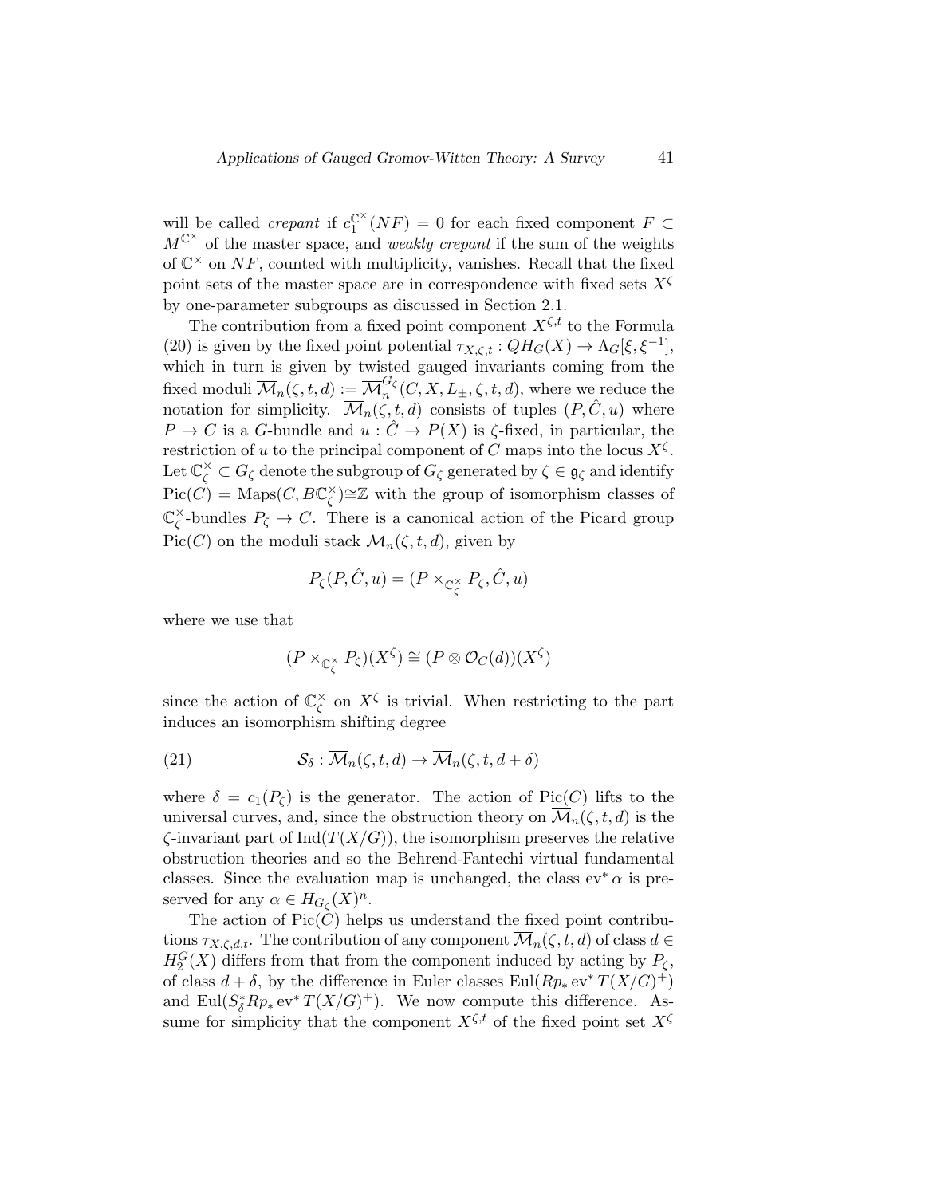will be called *crepant* if $c_1^{\mathbb{C}^\times}(NF) = 0$ for each fixed component $F \subset M^{\mathbb{C}^\times}$ of the master space, and *weakly crepant* if the sum of the weights of $\mathbb{C}^\times$ on $NF$, counted with multiplicity, vanishes. Recall that the fixed point sets of the master space are in correspondence with fixed sets $X^\zeta$ by one-parameter subgroups as discussed in Section 2.1.

The contribution from a fixed point component $X^{\zeta,t}$ to the Formula (20) is given by the fixed point potential $\tau_{X,\zeta,t} : QH_G(X) \to \Lambda_G[\xi, \xi^{-1}]$, which in turn is given by twisted gauged invariants coming from the fixed moduli $\overline{\mathcal{M}}_n(\zeta, t, d) := \overline{\mathcal{M}}_n^{G_\zeta}(C, X, L_\pm, \zeta, t, d)$, where we reduce the notation for simplicity. $\overline{\mathcal{M}}_n(\zeta, t, d)$ consists of tuples $(P, \hat{C}, u)$ where $P \to C$ is a $G$-bundle and $u : \hat{C} \to P(X)$ is $\zeta$-fixed, in particular, the restriction of $u$ to the principal component of $C$ maps into the locus $X^\zeta$. Let $\mathbb{C}^\times_\zeta \subset G_\zeta$ denote the subgroup of $G_\zeta$ generated by $\zeta \in \mathfrak{g}_\zeta$ and identify $\mathrm{Pic}(C) = \mathrm{Maps}(C, B\mathbb{C}^\times_\zeta) \cong \mathbb{Z}$ with the group of isomorphism classes of $\mathbb{C}^\times_\zeta$-bundles $P_\zeta \to C$. There is a canonical action of the Picard group $\mathrm{Pic}(C)$ on the moduli stack $\overline{\mathcal{M}}_n(\zeta, t, d)$, given by

$$P_\zeta(P, \hat{C}, u) = (P \times_{\mathbb{C}^\times_\zeta} P_\zeta, \hat{C}, u)$$

where we use that

$$(P \times_{\mathbb{C}^\times_\zeta} P_\zeta)(X^\zeta) \cong (P \otimes \mathcal{O}_C(d))(X^\zeta)$$

since the action of $\mathbb{C}^\times_\zeta$ on $X^\zeta$ is trivial. When restricting to the part induces an isomorphism shifting degree

$$\mathcal{S}_\delta : \overline{\mathcal{M}}_n(\zeta, t, d) \to \overline{\mathcal{M}}_n(\zeta, t, d + \delta) \tag{21}$$

where $\delta = c_1(P_\zeta)$ is the generator. The action of $\mathrm{Pic}(C)$ lifts to the universal curves, and, since the obstruction theory on $\overline{\mathcal{M}}_n(\zeta, t, d)$ is the $\zeta$-invariant part of $\mathrm{Ind}(T(X/G))$, the isomorphism preserves the relative obstruction theories and so the Behrend-Fantechi virtual fundamental classes. Since the evaluation map is unchanged, the class $\mathrm{ev}^* \alpha$ is preserved for any $\alpha \in H_{G_\zeta}(X)^n$.

The action of $\mathrm{Pic}(C)$ helps us understand the fixed point contributions $\tau_{X,\zeta,d,t}$. The contribution of any component $\overline{\mathcal{M}}_n(\zeta, t, d)$ of class $d \in H_2^G(X)$ differs from that from the component induced by acting by $P_\zeta$, of class $d + \delta$, by the difference in Euler classes $\mathrm{Eul}(Rp_* \mathrm{ev}^* T(X/G)^+)$ and $\mathrm{Eul}(S_\delta^* Rp_* \mathrm{ev}^* T(X/G)^+)$. We now compute this difference. Assume for simplicity that the component $X^{\zeta,t}$ of the fixed point set $X^\zeta$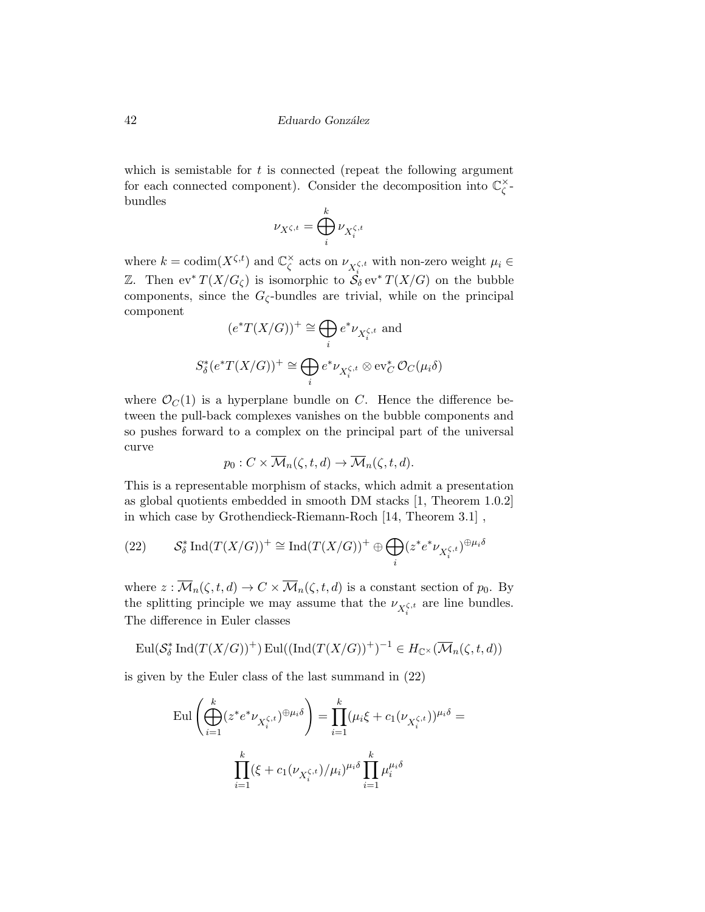which is semistable for $t$ is connected (repeat the following argument for each connected component). Consider the decomposition into $\mathbb{C}^\times_\zeta$-bundles

$$\nu_{X^{\zeta,t}} = \bigoplus_i^k \nu_{X_i^{\zeta,t}}$$

where $k = \operatorname{codim}(X^{\zeta,t})$ and $\mathbb{C}^\times_\zeta$ acts on $\nu_{X_i^{\zeta,t}}$ with non-zero weight $\mu_i \in \mathbb{Z}$. Then $\operatorname{ev}^* T(X/G_\zeta)$ is isomorphic to $\mathcal{S}_\delta \operatorname{ev}^* T(X/G)$ on the bubble components, since the $G_\zeta$-bundles are trivial, while on the principal component

$$(e^*T(X/G))^+ \cong \bigoplus_i e^* \nu_{X_i^{\zeta,t}} \text{ and}$$

$$S_\delta^*(e^*T(X/G))^+ \cong \bigoplus_i e^* \nu_{X_i^{\zeta,t}} \otimes \operatorname{ev}_C^* \mathcal{O}_C(\mu_i \delta)$$

where $\mathcal{O}_C(1)$ is a hyperplane bundle on $C$. Hence the difference between the pull-back complexes vanishes on the bubble components and so pushes forward to a complex on the principal part of the universal curve

$$p_0 : C \times \overline{\mathcal{M}}_n(\zeta, t, d) \to \overline{\mathcal{M}}_n(\zeta, t, d).$$

This is a representable morphism of stacks, which admit a presentation as global quotients embedded in smooth DM stacks [1, Theorem 1.0.2] in which case by Grothendieck-Riemann-Roch [14, Theorem 3.1] ,

$$\mathcal{S}_\delta^* \operatorname{Ind}(T(X/G))^+ \cong \operatorname{Ind}(T(X/G))^+ \oplus \bigoplus_i (z^* e^* \nu_{X_i^{\zeta,t}})^{\oplus \mu_i \delta} \tag{22}$$

where $z : \overline{\mathcal{M}}_n(\zeta, t, d) \to C \times \overline{\mathcal{M}}_n(\zeta, t, d)$ is a constant section of $p_0$. By the splitting principle we may assume that the $\nu_{X_i^{\zeta,t}}$ are line bundles. The difference in Euler classes

$$\operatorname{Eul}(\mathcal{S}_\delta^* \operatorname{Ind}(T(X/G))^+) \operatorname{Eul}((\operatorname{Ind}(T(X/G))^+)^{-1} \in H_{\mathbb{C}^\times}(\overline{\mathcal{M}}_n(\zeta, t, d))$$

is given by the Euler class of the last summand in (22)

$$\operatorname{Eul}\left(\bigoplus_{i=1}^k (z^* e^* \nu_{X_i^{\zeta,t}})^{\oplus \mu_i \delta}\right) = \prod_{i=1}^k (\mu_i \xi + c_1(\nu_{X_i^{\zeta,t}}))^{\mu_i \delta} =$$

$$\prod_{i=1}^k (\xi + c_1(\nu_{X_i^{\zeta,t}})/\mu_i)^{\mu_i \delta} \prod_{i=1}^k \mu_i^{\mu_i \delta}$$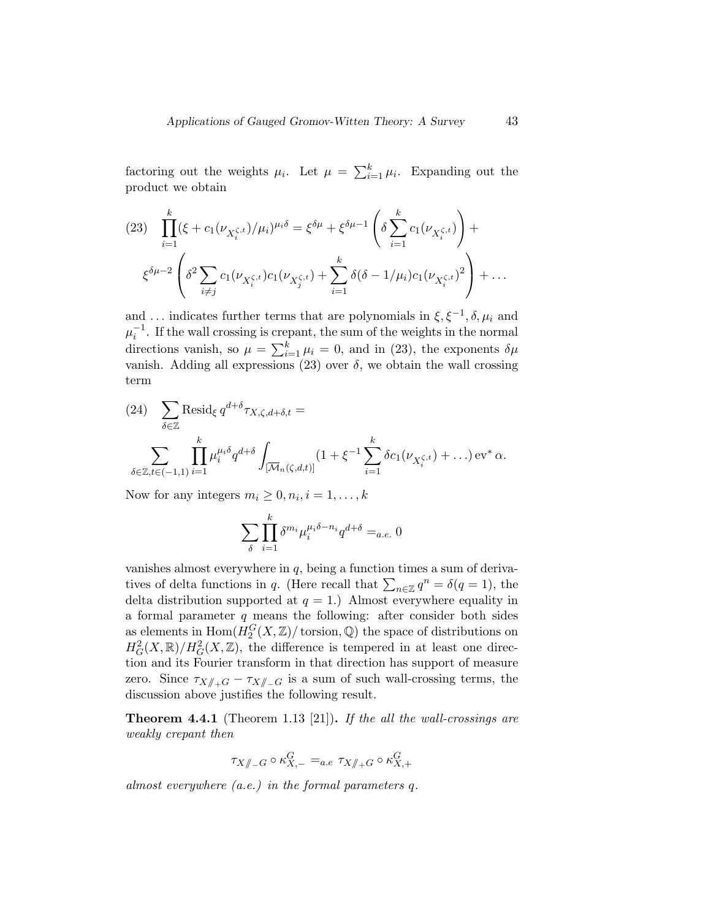factoring out the weights $\mu_i$. Let $\mu = \sum_{i=1}^k \mu_i$. Expanding out the product we obtain

$$
(23) \quad \prod_{i=1}^k (\xi + c_1(\nu_{X_i^{\zeta,t}})/\mu_i)^{\mu_i \delta} = \xi^{\delta\mu} + \xi^{\delta\mu - 1}\left(\delta \sum_{i=1}^k c_1(\nu_{X_i^{\zeta,t}})\right) +
$$

$$
\xi^{\delta\mu-2}\left(\delta^2 \sum_{i \neq j} c_1(\nu_{X_i^{\zeta,t}}) c_1(\nu_{X_j^{\zeta,t}}) + \sum_{i=1}^k \delta(\delta - 1/\mu_i) c_1(\nu_{X_i^{\zeta,t}})^2\right) + \ldots
$$

and $\ldots$ indicates further terms that are polynomials in $\xi, \xi^{-1}, \delta, \mu_i$ and $\mu_i^{-1}$. If the wall crossing is crepant, the sum of the weights in the normal directions vanish, so $\mu = \sum_{i=1}^k \mu_i = 0$, and in (23), the exponents $\delta\mu$ vanish. Adding all expressions (23) over $\delta$, we obtain the wall crossing term

$$
(24) \quad \sum_{\delta \in \mathbb{Z}} \operatorname{Resid}_\xi q^{d+\delta} \tau_{X,\zeta,d+\delta,t} =
$$

$$
\sum_{\delta \in \mathbb{Z}, t \in (-1,1)} \prod_{i=1}^k \mu_i^{\mu_i \delta} q^{d+\delta} \int_{[\overline{\mathcal{M}}_n(\zeta,d,t)]} (1 + \xi^{-1} \sum_{i=1}^k \delta c_1(\nu_{X_i^{\zeta,t}}) + \ldots) \operatorname{ev}^* \alpha.
$$

Now for any integers $m_i \geq 0, n_i, i = 1, \ldots, k$

$$
\sum_\delta \prod_{i=1}^k \delta^{m_i} \mu_i^{\mu_i \delta - n_i} q^{d+\delta} =_{a.e.} 0
$$

vanishes almost everywhere in $q$, being a function times a sum of derivatives of delta functions in $q$. (Here recall that $\sum_{n \in \mathbb{Z}} q^n = \delta(q = 1)$, the delta distribution supported at $q = 1$.) Almost everywhere equality in a formal parameter $q$ means the following: after consider both sides as elements in $\operatorname{Hom}(H_2^G(X, \mathbb{Z})/\operatorname{torsion}, \mathbb{Q})$ the space of distributions on $H_G^2(X, \mathbb{R})/H_G^2(X, \mathbb{Z})$, the difference is tempered in at least one direction and its Fourier transform in that direction has support of measure zero. Since $\tau_{X/\!\!/_+ G} - \tau_{X/\!\!/_- G}$ is a sum of such wall-crossing terms, the discussion above justifies the following result.

**Theorem 4.4.1** (Theorem 1.13 [21])**.** *If the all the wall-crossings are weakly crepant then*

$$
\tau_{X/\!\!/_- G} \circ \kappa_{X,-}^G =_{a.e} \tau_{X/\!\!/_+ G} \circ \kappa_{X,+}^G
$$

*almost everywhere (a.e.) in the formal parameters $q$.*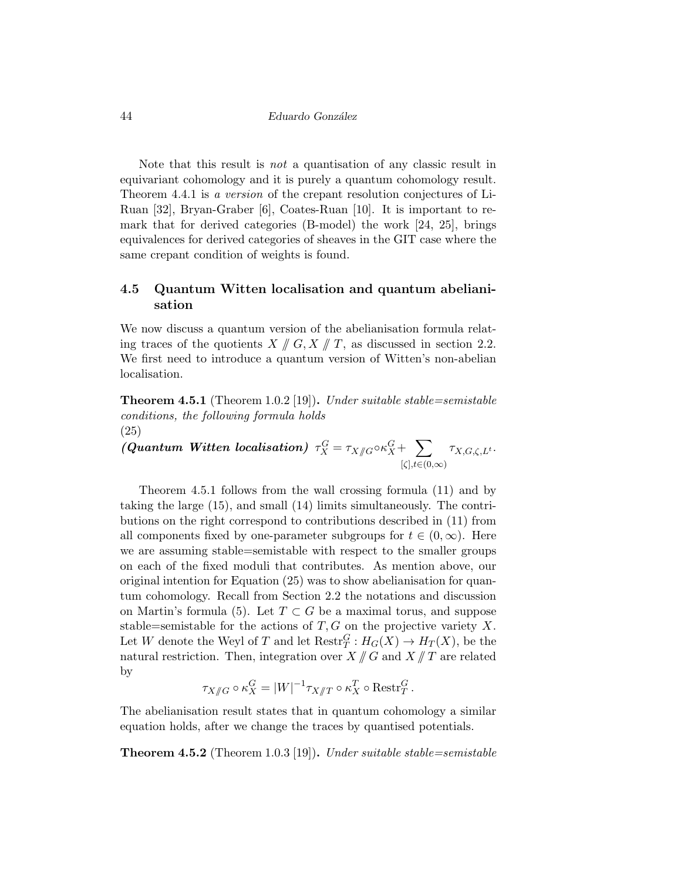Note that this result is *not* a quantisation of any classic result in equivariant cohomology and it is purely a quantum cohomology result. Theorem 4.4.1 is *a version* of the crepant resolution conjectures of Li-Ruan [32], Bryan-Graber [6], Coates-Ruan [10]. It is important to remark that for derived categories (B-model) the work [24, 25], brings equivalences for derived categories of sheaves in the GIT case where the same crepant condition of weights is found.

## 4.5 Quantum Witten localisation and quantum abelianisation

We now discuss a quantum version of the abelianisation formula relating traces of the quotients $X /\!\!/ G, X /\!\!/ T$, as discussed in section 2.2. We first need to introduce a quantum version of Witten's non-abelian localisation.

**Theorem 4.5.1** (Theorem 1.0.2 [19])**.** *Under suitable stable=semistable conditions, the following formula holds*

(25)

***(Quantum Witten localisation)*** $\tau_X^G = \tau_{X/\!\!/G} \circ \kappa_X^G + \sum_{[\zeta], t \in (0,\infty)} \tau_{X,G,\zeta,L^t}.$

Theorem 4.5.1 follows from the wall crossing formula (11) and by taking the large (15), and small (14) limits simultaneously. The contributions on the right correspond to contributions described in (11) from all components fixed by one-parameter subgroups for $t \in (0, \infty)$. Here we are assuming stable=semistable with respect to the smaller groups on each of the fixed moduli that contributes. As mention above, our original intention for Equation (25) was to show abelianisation for quantum cohomology. Recall from Section 2.2 the notations and discussion on Martin's formula (5). Let $T \subset G$ be a maximal torus, and suppose stable=semistable for the actions of $T, G$ on the projective variety $X$. Let $W$ denote the Weyl of $T$ and let $\mathrm{Restr}_T^G : H_G(X) \to H_T(X)$, be the natural restriction. Then, integration over $X /\!\!/ G$ and $X /\!\!/ T$ are related by

$$\tau_{X/\!\!/G} \circ \kappa_X^G = |W|^{-1} \tau_{X/\!\!/T} \circ \kappa_X^T \circ \mathrm{Restr}_T^G .$$

The abelianisation result states that in quantum cohomology a similar equation holds, after we change the traces by quantised potentials.

**Theorem 4.5.2** (Theorem 1.0.3 [19])**.** *Under suitable stable=semistable*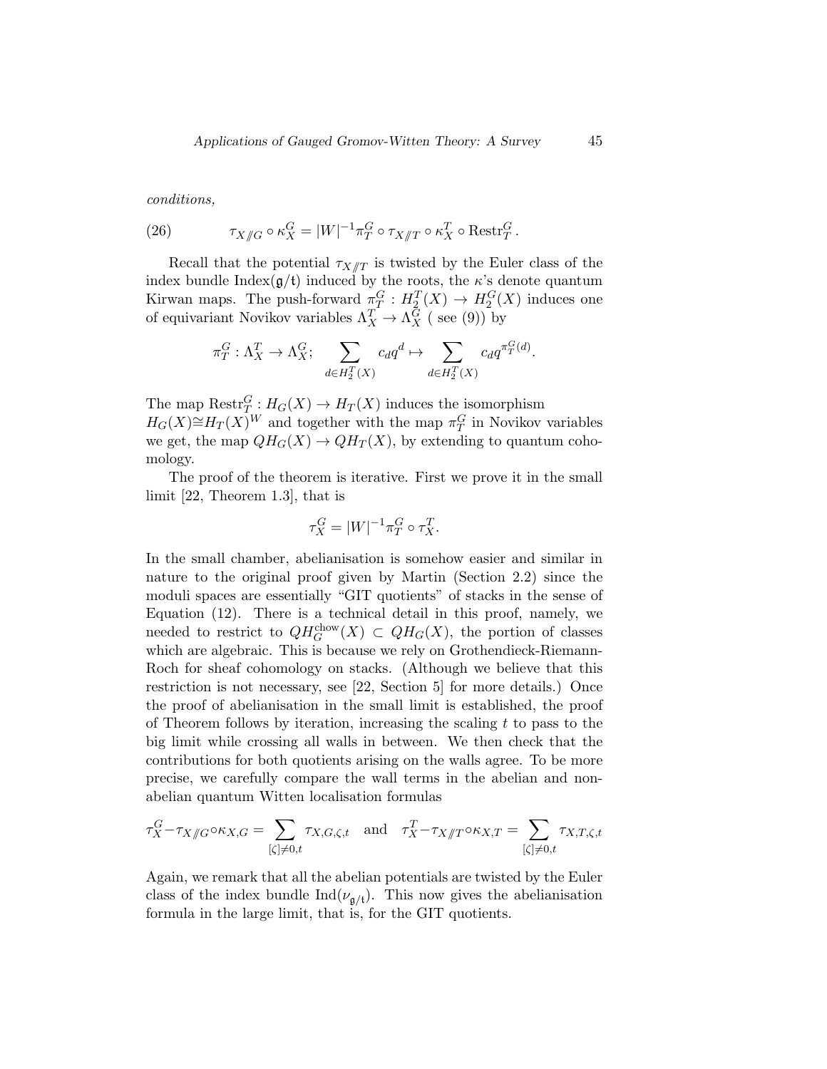*conditions,*

$$\tau_{X/\!\!/G} \circ \kappa_X^G = |W|^{-1} \pi_T^G \circ \tau_{X/\!\!/T} \circ \kappa_X^T \circ \mathrm{Restr}_T^G. \tag{26}$$

Recall that the potential $\tau_{X/\!\!/T}$ is twisted by the Euler class of the index bundle $\mathrm{Index}(\mathfrak{g}/\mathfrak{t})$ induced by the roots, the $\kappa$'s denote quantum Kirwan maps. The push-forward $\pi_T^G : H_2^T(X) \to H_2^G(X)$ induces one of equivariant Novikov variables $\Lambda_X^T \to \Lambda_X^G$ ( see (9)) by

$$\pi_T^G : \Lambda_X^T \to \Lambda_X^G; \quad \sum_{d \in H_2^T(X)} c_d q^d \mapsto \sum_{d \in H_2^T(X)} c_d q^{\pi_T^G(d)}.$$

The map $\mathrm{Restr}_T^G : H_G(X) \to H_T(X)$ induces the isomorphism $H_G(X) \cong H_T(X)^W$ and together with the map $\pi_T^G$ in Novikov variables we get, the map $QH_G(X) \to QH_T(X)$, by extending to quantum cohomology.

The proof of the theorem is iterative. First we prove it in the small limit [22, Theorem 1.3], that is

$$\tau_X^G = |W|^{-1} \pi_T^G \circ \tau_X^T.$$

In the small chamber, abelianisation is somehow easier and similar in nature to the original proof given by Martin (Section 2.2) since the moduli spaces are essentially "GIT quotients" of stacks in the sense of Equation (12). There is a technical detail in this proof, namely, we needed to restrict to $QH_G^{\mathrm{chow}}(X) \subset QH_G(X)$, the portion of classes which are algebraic. This is because we rely on Grothendieck-Riemann-Roch for sheaf cohomology on stacks. (Although we believe that this restriction is not necessary, see [22, Section 5] for more details.) Once the proof of abelianisation in the small limit is established, the proof of Theorem follows by iteration, increasing the scaling $t$ to pass to the big limit while crossing all walls in between. We then check that the contributions for both quotients arising on the walls agree. To be more precise, we carefully compare the wall terms in the abelian and non-abelian quantum Witten localisation formulas

$$\tau_X^G - \tau_{X/\!\!/G} \circ \kappa_{X,G} = \sum_{[\zeta] \neq 0, t} \tau_{X,G,\zeta,t} \quad \text{and} \quad \tau_X^T - \tau_{X/\!\!/T} \circ \kappa_{X,T} = \sum_{[\zeta] \neq 0, t} \tau_{X,T,\zeta,t}$$

Again, we remark that all the abelian potentials are twisted by the Euler class of the index bundle $\mathrm{Ind}(\nu_{\mathfrak{g}/\mathfrak{t}})$. This now gives the abelianisation formula in the large limit, that is, for the GIT quotients.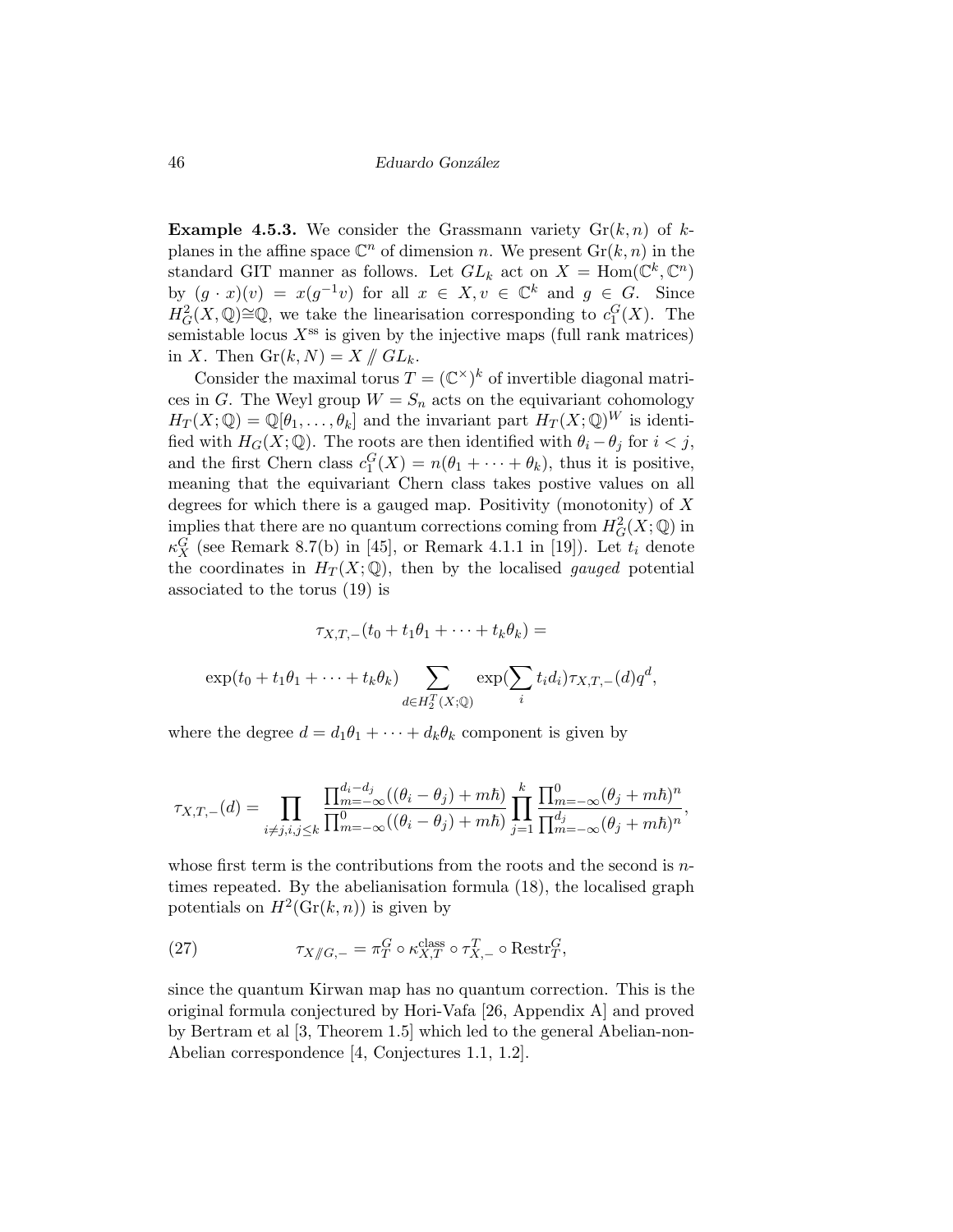**Example 4.5.3.** We consider the Grassmann variety $\mathrm{Gr}(k,n)$ of $k$-planes in the affine space $\mathbb{C}^n$ of dimension $n$. We present $\mathrm{Gr}(k,n)$ in the standard GIT manner as follows. Let $GL_k$ act on $X = \mathrm{Hom}(\mathbb{C}^k, \mathbb{C}^n)$ by $(g \cdot x)(v) = x(g^{-1}v)$ for all $x \in X, v \in \mathbb{C}^k$ and $g \in G$. Since $H^2_G(X,\mathbb{Q}) \cong \mathbb{Q}$, we take the linearisation corresponding to $c_1^G(X)$. The semistable locus $X^{\mathrm{ss}}$ is given by the injective maps (full rank matrices) in $X$. Then $\mathrm{Gr}(k,N) = X /\!\!/ GL_k$.

Consider the maximal torus $T = (\mathbb{C}^\times)^k$ of invertible diagonal matrices in $G$. The Weyl group $W = S_n$ acts on the equivariant cohomology $H_T(X;\mathbb{Q}) = \mathbb{Q}[\theta_1,\ldots,\theta_k]$ and the invariant part $H_T(X;\mathbb{Q})^W$ is identified with $H_G(X;\mathbb{Q})$. The roots are then identified with $\theta_i - \theta_j$ for $i<j$, and the first Chern class $c_1^G(X) = n(\theta_1 + \cdots + \theta_k)$, thus it is positive, meaning that the equivariant Chern class takes postive values on all degrees for which there is a gauged map. Positivity (monotonity) of $X$ implies that there are no quantum corrections coming from $H^2_G(X;\mathbb{Q})$ in $\kappa_X^G$ (see Remark 8.7(b) in [45], or Remark 4.1.1 in [19]). Let $t_i$ denote the coordinates in $H_T(X;\mathbb{Q})$, then by the localised *gauged* potential associated to the torus (19) is

$$\tau_{X,T,-}(t_0 + t_1\theta_1 + \cdots + t_k\theta_k) =$$

$$\exp(t_0 + t_1\theta_1 + \cdots + t_k\theta_k) \sum_{d \in H_2^T(X;\mathbb{Q})} \exp(\sum_i t_i d_i)\tau_{X,T,-}(d)q^d,$$

where the degree $d = d_1\theta_1 + \cdots + d_k\theta_k$ component is given by

$$\tau_{X,T,-}(d) = \prod_{i\neq j, i,j\leq k} \frac{\prod_{m=-\infty}^{d_i - d_j}((\theta_i - \theta_j) + m\hbar)}{\prod_{m=-\infty}^{0}((\theta_i - \theta_j) + m\hbar)} \prod_{j=1}^{k} \frac{\prod_{m=-\infty}^{0}(\theta_j + m\hbar)^n}{\prod_{m=-\infty}^{d_j}(\theta_j + m\hbar)^n},$$

whose first term is the contributions from the roots and the second is $n$-times repeated. By the abelianisation formula (18), the localised graph potentials on $H^2(\mathrm{Gr}(k,n))$ is given by

$$\tau_{X/\!\!/G,-} = \pi_T^G \circ \kappa_{X,T}^{\mathrm{class}} \circ \tau_{X,-}^T \circ \mathrm{Restr}_T^G, \tag{27}$$

since the quantum Kirwan map has no quantum correction. This is the original formula conjectured by Hori-Vafa [26, Appendix A] and proved by Bertram et al [3, Theorem 1.5] which led to the general Abelian-non-Abelian correspondence [4, Conjectures 1.1, 1.2].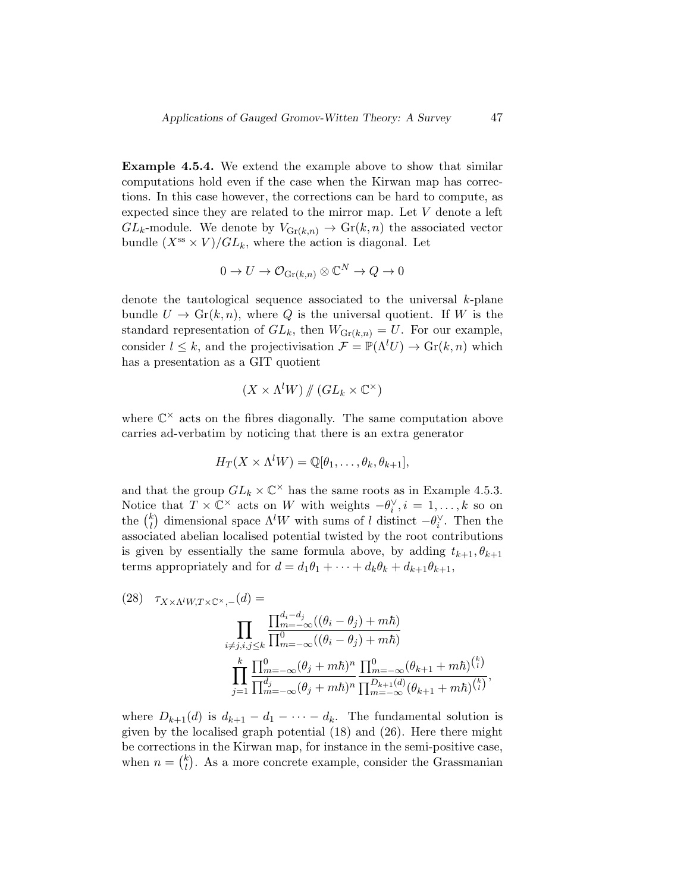**Example 4.5.4.** We extend the example above to show that similar computations hold even if the case when the Kirwan map has corrections. In this case however, the corrections can be hard to compute, as expected since they are related to the mirror map. Let $V$ denote a left $GL_k$-module. We denote by $V_{\mathrm{Gr}(k,n)} \to \mathrm{Gr}(k,n)$ the associated vector bundle $(X^{\mathrm{ss}} \times V)/GL_k$, where the action is diagonal. Let

$$0 \to U \to \mathcal{O}_{\mathrm{Gr}(k,n)} \otimes \mathbb{C}^N \to Q \to 0$$

denote the tautological sequence associated to the universal $k$-plane bundle $U \to \mathrm{Gr}(k,n)$, where $Q$ is the universal quotient. If $W$ is the standard representation of $GL_k$, then $W_{\mathrm{Gr}(k,n)} = U$. For our example, consider $l \leq k$, and the projectivisation $\mathcal{F} = \mathbb{P}(\Lambda^l U) \to \mathrm{Gr}(k,n)$ which has a presentation as a GIT quotient

$$(X \times \Lambda^l W) /\!\!/ (GL_k \times \mathbb{C}^\times)$$

where $\mathbb{C}^\times$ acts on the fibres diagonally. The same computation above carries ad-verbatim by noticing that there is an extra generator

$$H_T(X \times \Lambda^l W) = \mathbb{Q}[\theta_1, \ldots, \theta_k, \theta_{k+1}],$$

and that the group $GL_k \times \mathbb{C}^\times$ has the same roots as in Example 4.5.3. Notice that $T \times \mathbb{C}^\times$ acts on $W$ with weights $-\theta_i^\vee, i = 1, \ldots, k$ so on the $\binom{k}{l}$ dimensional space $\Lambda^l W$ with sums of $l$ distinct $-\theta_i^\vee$. Then the associated abelian localised potential twisted by the root contributions is given by essentially the same formula above, by adding $t_{k+1}, \theta_{k+1}$ terms appropriately and for $d = d_1\theta_1 + \cdots + d_k\theta_k + d_{k+1}\theta_{k+1}$,

$$\tau_{X \times \Lambda^l W, T \times \mathbb{C}^\times, -}(d) = \prod_{i \neq j, i,j \leq k} \frac{\prod_{m=-\infty}^{d_i - d_j}((\theta_i - \theta_j) + m\hbar)}{\prod_{m=-\infty}^{0}((\theta_i - \theta_j) + m\hbar)} \prod_{j=1}^{k} \frac{\prod_{m=-\infty}^{0}(\theta_j + m\hbar)^n}{\prod_{m=-\infty}^{d_j}(\theta_j + m\hbar)^n} \frac{\prod_{m=-\infty}^{0}(\theta_{k+1} + m\hbar)^{\binom{k}{l}}}{\prod_{m=-\infty}^{D_{k+1}(d)}(\theta_{k+1} + m\hbar)^{\binom{k}{l}}}, \tag{28}$$

where $D_{k+1}(d)$ is $d_{k+1} - d_1 - \cdots - d_k$. The fundamental solution is given by the localised graph potential (18) and (26). Here there might be corrections in the Kirwan map, for instance in the semi-positive case, when $n = \binom{k}{l}$. As a more concrete example, consider the Grassmanian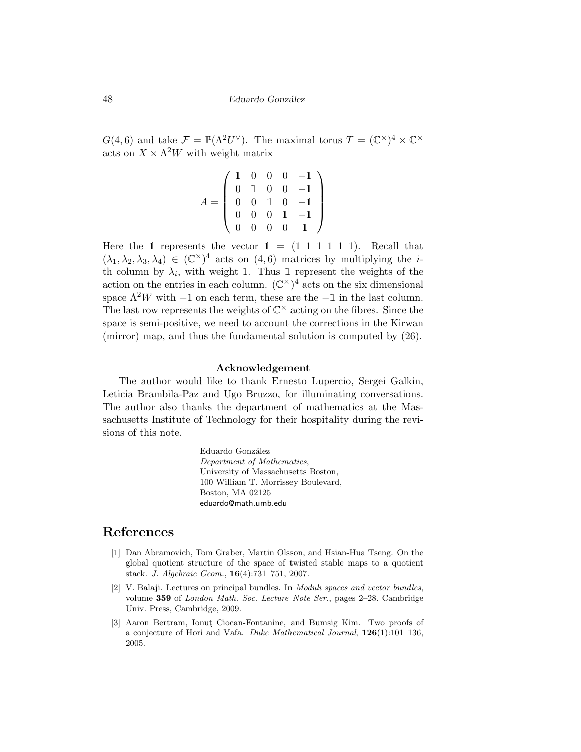$G(4,6)$ and take $\mathcal{F} = \mathbb{P}(\Lambda^2 U^\vee)$. The maximal torus $T = (\mathbb{C}^\times)^4 \times \mathbb{C}^\times$ acts on $X \times \Lambda^2 W$ with weight matrix

$$A = \begin{pmatrix} \mathbb{1} & 0 & 0 & 0 & -\mathbb{1} \\ 0 & \mathbb{1} & 0 & 0 & -\mathbb{1} \\ 0 & 0 & \mathbb{1} & 0 & -\mathbb{1} \\ 0 & 0 & 0 & \mathbb{1} & -\mathbb{1} \\ 0 & 0 & 0 & 0 & \mathbb{1} \end{pmatrix}$$

Here the $\mathbb{1}$ represents the vector $\mathbb{1} = (1\ 1\ 1\ 1\ 1\ 1)$. Recall that $(\lambda_1, \lambda_2, \lambda_3, \lambda_4) \in (\mathbb{C}^\times)^4$ acts on $(4,6)$ matrices by multiplying the $i$-th column by $\lambda_i$, with weight 1. Thus $\mathbb{1}$ represent the weights of the action on the entries in each column. $(\mathbb{C}^\times)^4$ acts on the six dimensional space $\Lambda^2 W$ with $-1$ on each term, these are the $-\mathbb{1}$ in the last column. The last row represents the weights of $\mathbb{C}^\times$ acting on the fibres. Since the space is semi-positive, we need to account the corrections in the Kirwan (mirror) map, and thus the fundamental solution is computed by (26).

**Acknowledgement**

The author would like to thank Ernesto Lupercio, Sergei Galkin, Leticia Brambila-Paz and Ugo Bruzzo, for illuminating conversations. The author also thanks the department of mathematics at the Massachusetts Institute of Technology for their hospitality during the revisions of this note.

Eduardo González
*Department of Mathematics*,
University of Massachusetts Boston,
100 William T. Morrissey Boulevard,
Boston, MA 02125
eduardo@math.umb.edu

## References

[1] Dan Abramovich, Tom Graber, Martin Olsson, and Hsian-Hua Tseng. On the global quotient structure of the space of twisted stable maps to a quotient stack. *J. Algebraic Geom.*, **16**(4):731–751, 2007.

[2] V. Balaji. Lectures on principal bundles. In *Moduli spaces and vector bundles*, volume **359** of *London Math. Soc. Lecture Note Ser.*, pages 2–28. Cambridge Univ. Press, Cambridge, 2009.

[3] Aaron Bertram, Ionuţ Ciocan-Fontanine, and Bumsig Kim. Two proofs of a conjecture of Hori and Vafa. *Duke Mathematical Journal*, **126**(1):101–136, 2005.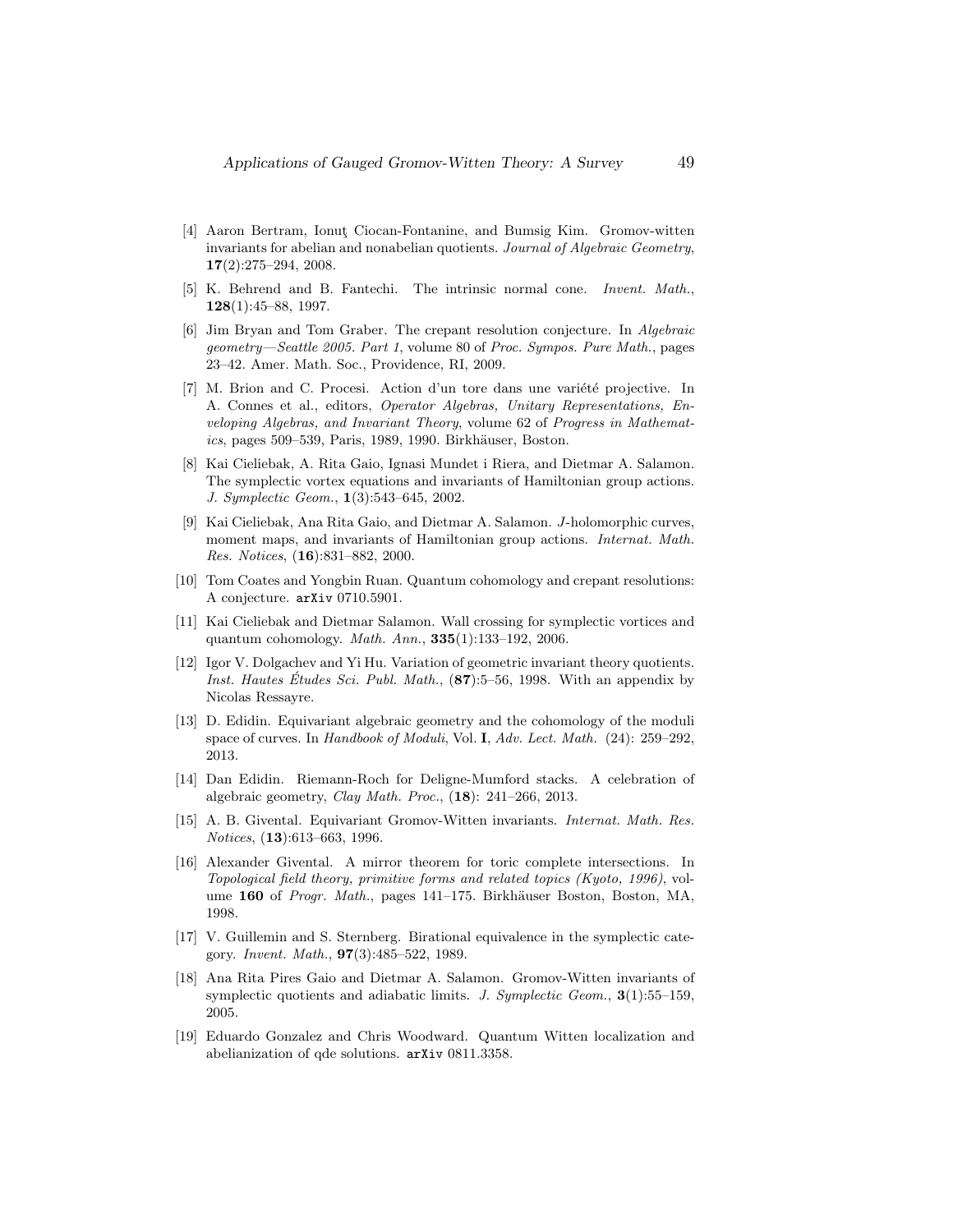[4] Aaron Bertram, Ionuţ Ciocan-Fontanine, and Bumsig Kim. Gromov-witten invariants for abelian and nonabelian quotients. *Journal of Algebraic Geometry*, **17**(2):275–294, 2008.

[5] K. Behrend and B. Fantechi. The intrinsic normal cone. *Invent. Math.*, **128**(1):45–88, 1997.

[6] Jim Bryan and Tom Graber. The crepant resolution conjecture. In *Algebraic geometry—Seattle 2005. Part 1*, volume 80 of *Proc. Sympos. Pure Math.*, pages 23–42. Amer. Math. Soc., Providence, RI, 2009.

[7] M. Brion and C. Procesi. Action d'un tore dans une variété projective. In A. Connes et al., editors, *Operator Algebras, Unitary Representations, Enveloping Algebras, and Invariant Theory*, volume 62 of *Progress in Mathematics*, pages 509–539, Paris, 1989, 1990. Birkhäuser, Boston.

[8] Kai Cieliebak, A. Rita Gaio, Ignasi Mundet i Riera, and Dietmar A. Salamon. The symplectic vortex equations and invariants of Hamiltonian group actions. *J. Symplectic Geom.*, **1**(3):543–645, 2002.

[9] Kai Cieliebak, Ana Rita Gaio, and Dietmar A. Salamon. $J$-holomorphic curves, moment maps, and invariants of Hamiltonian group actions. *Internat. Math. Res. Notices*, (**16**):831–882, 2000.

[10] Tom Coates and Yongbin Ruan. Quantum cohomology and crepant resolutions: A conjecture. `arXiv` 0710.5901.

[11] Kai Cieliebak and Dietmar Salamon. Wall crossing for symplectic vortices and quantum cohomology. *Math. Ann.*, **335**(1):133–192, 2006.

[12] Igor V. Dolgachev and Yi Hu. Variation of geometric invariant theory quotients. *Inst. Hautes Études Sci. Publ. Math.*, (**87**):5–56, 1998. With an appendix by Nicolas Ressayre.

[13] D. Edidin. Equivariant algebraic geometry and the cohomology of the moduli space of curves. In *Handbook of Moduli*, Vol. **I**, *Adv. Lect. Math.* (24): 259–292, 2013.

[14] Dan Edidin. Riemann-Roch for Deligne-Mumford stacks. A celebration of algebraic geometry, *Clay Math. Proc.*, (**18**): 241–266, 2013.

[15] A. B. Givental. Equivariant Gromov-Witten invariants. *Internat. Math. Res. Notices*, (**13**):613–663, 1996.

[16] Alexander Givental. A mirror theorem for toric complete intersections. In *Topological field theory, primitive forms and related topics (Kyoto, 1996)*, volume **160** of *Progr. Math.*, pages 141–175. Birkhäuser Boston, Boston, MA, 1998.

[17] V. Guillemin and S. Sternberg. Birational equivalence in the symplectic category. *Invent. Math.*, **97**(3):485–522, 1989.

[18] Ana Rita Pires Gaio and Dietmar A. Salamon. Gromov-Witten invariants of symplectic quotients and adiabatic limits. *J. Symplectic Geom.*, **3**(1):55–159, 2005.

[19] Eduardo Gonzalez and Chris Woodward. Quantum Witten localization and abelianization of qde solutions. `arXiv` 0811.3358.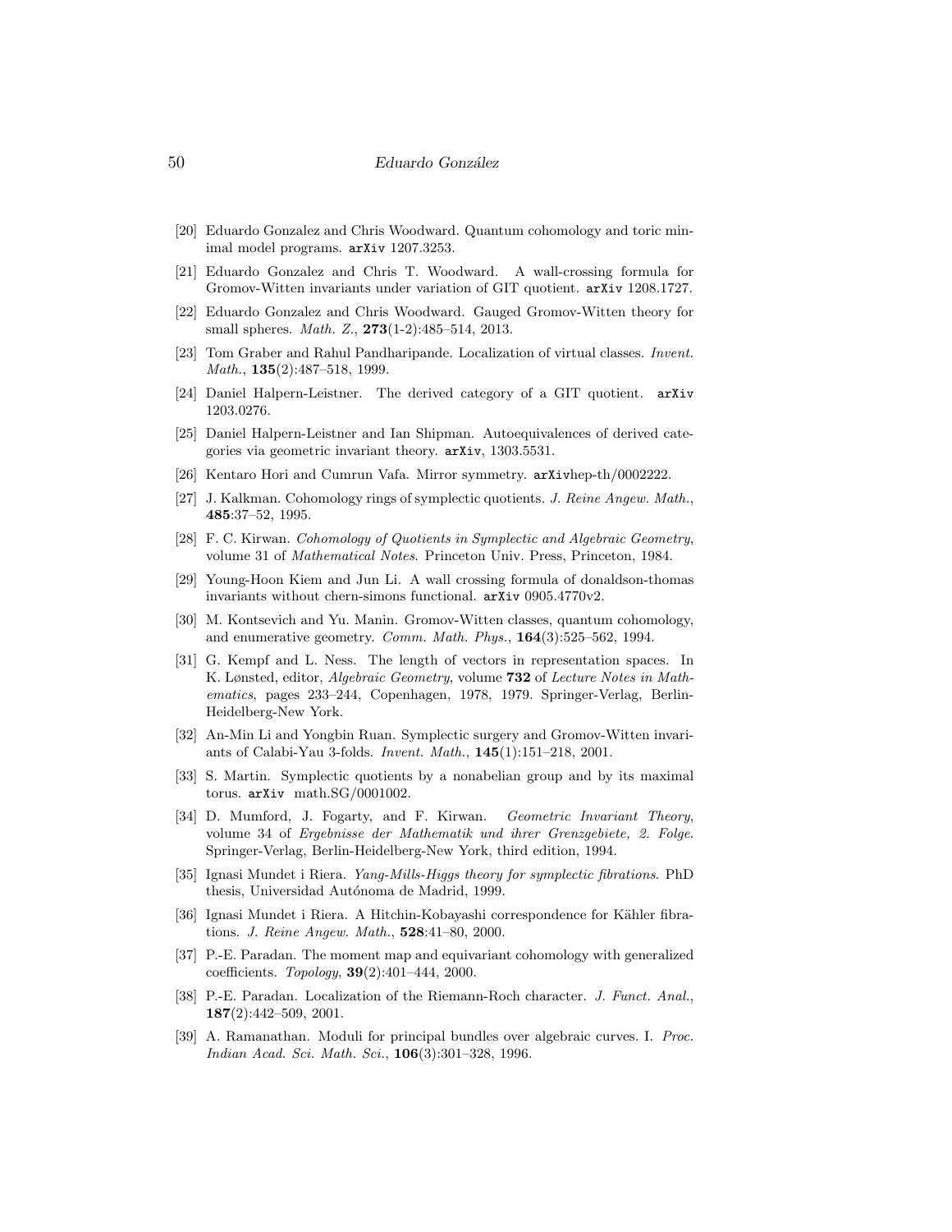[20] Eduardo Gonzalez and Chris Woodward. Quantum cohomology and toric minimal model programs. `arXiv` 1207.3253.

[21] Eduardo Gonzalez and Chris T. Woodward. A wall-crossing formula for Gromov-Witten invariants under variation of GIT quotient. `arXiv` 1208.1727.

[22] Eduardo Gonzalez and Chris Woodward. Gauged Gromov-Witten theory for small spheres. *Math. Z.*, **273**(1-2):485–514, 2013.

[23] Tom Graber and Rahul Pandharipande. Localization of virtual classes. *Invent. Math.*, **135**(2):487–518, 1999.

[24] Daniel Halpern-Leistner. The derived category of a GIT quotient. `arXiv` 1203.0276.

[25] Daniel Halpern-Leistner and Ian Shipman. Autoequivalences of derived categories via geometric invariant theory. `arXiv`, 1303.5531.

[26] Kentaro Hori and Cumrun Vafa. Mirror symmetry. `arXiv`hep-th/0002222.

[27] J. Kalkman. Cohomology rings of symplectic quotients. *J. Reine Angew. Math.*, **485**:37–52, 1995.

[28] F. C. Kirwan. *Cohomology of Quotients in Symplectic and Algebraic Geometry*, volume 31 of *Mathematical Notes*. Princeton Univ. Press, Princeton, 1984.

[29] Young-Hoon Kiem and Jun Li. A wall crossing formula of donaldson-thomas invariants without chern-simons functional. `arXiv` 0905.4770v2.

[30] M. Kontsevich and Yu. Manin. Gromov-Witten classes, quantum cohomology, and enumerative geometry. *Comm. Math. Phys.*, **164**(3):525–562, 1994.

[31] G. Kempf and L. Ness. The length of vectors in representation spaces. In K. Lønsted, editor, *Algebraic Geometry*, volume **732** of *Lecture Notes in Mathematics*, pages 233–244, Copenhagen, 1978, 1979. Springer-Verlag, Berlin-Heidelberg-New York.

[32] An-Min Li and Yongbin Ruan. Symplectic surgery and Gromov-Witten invariants of Calabi-Yau 3-folds. *Invent. Math.*, **145**(1):151–218, 2001.

[33] S. Martin. Symplectic quotients by a nonabelian group and by its maximal torus. `arXiv` math.SG/0001002.

[34] D. Mumford, J. Fogarty, and F. Kirwan. *Geometric Invariant Theory*, volume 34 of *Ergebnisse der Mathematik und ihrer Grenzgebiete, 2. Folge*. Springer-Verlag, Berlin-Heidelberg-New York, third edition, 1994.

[35] Ignasi Mundet i Riera. *Yang-Mills-Higgs theory for symplectic fibrations*. PhD thesis, Universidad Autónoma de Madrid, 1999.

[36] Ignasi Mundet i Riera. A Hitchin-Kobayashi correspondence for Kähler fibrations. *J. Reine Angew. Math.*, **528**:41–80, 2000.

[37] P.-E. Paradan. The moment map and equivariant cohomology with generalized coefficients. *Topology*, **39**(2):401–444, 2000.

[38] P.-E. Paradan. Localization of the Riemann-Roch character. *J. Funct. Anal.*, **187**(2):442–509, 2001.

[39] A. Ramanathan. Moduli for principal bundles over algebraic curves. I. *Proc. Indian Acad. Sci. Math. Sci.*, **106**(3):301–328, 1996.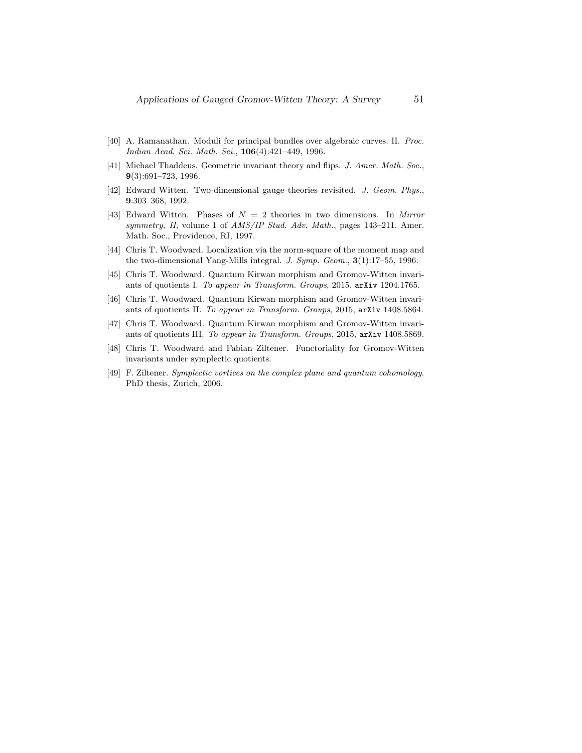[40] A. Ramanathan. Moduli for principal bundles over algebraic curves. II. *Proc. Indian Acad. Sci. Math. Sci.*, **106**(4):421–449, 1996.

[41] Michael Thaddeus. Geometric invariant theory and flips. *J. Amer. Math. Soc.*, **9**(3):691–723, 1996.

[42] Edward Witten. Two-dimensional gauge theories revisited. *J. Geom. Phys.*, **9**:303–368, 1992.

[43] Edward Witten. Phases of $N = 2$ theories in two dimensions. In *Mirror symmetry, II*, volume 1 of *AMS/IP Stud. Adv. Math.*, pages 143–211. Amer. Math. Soc., Providence, RI, 1997.

[44] Chris T. Woodward. Localization via the norm-square of the moment map and the two-dimensional Yang-Mills integral. *J. Symp. Geom.*, **3**(1):17–55, 1996.

[45] Chris T. Woodward. Quantum Kirwan morphism and Gromov-Witten invariants of quotients I. *To appear in Transform. Groups*, 2015, `arXiv` 1204.1765.

[46] Chris T. Woodward. Quantum Kirwan morphism and Gromov-Witten invariants of quotients II. *To appear in Transform. Groups*, 2015, `arXiv` 1408.5864.

[47] Chris T. Woodward. Quantum Kirwan morphism and Gromov-Witten invariants of quotients III. *To appear in Transform. Groups*, 2015, `arXiv` 1408.5869.

[48] Chris T. Woodward and Fabian Ziltener. Functoriality for Gromov-Witten invariants under symplectic quotients.

[49] F. Ziltener. *Symplectic vortices on the complex plane and quantum cohomology*. PhD thesis, Zurich, 2006.